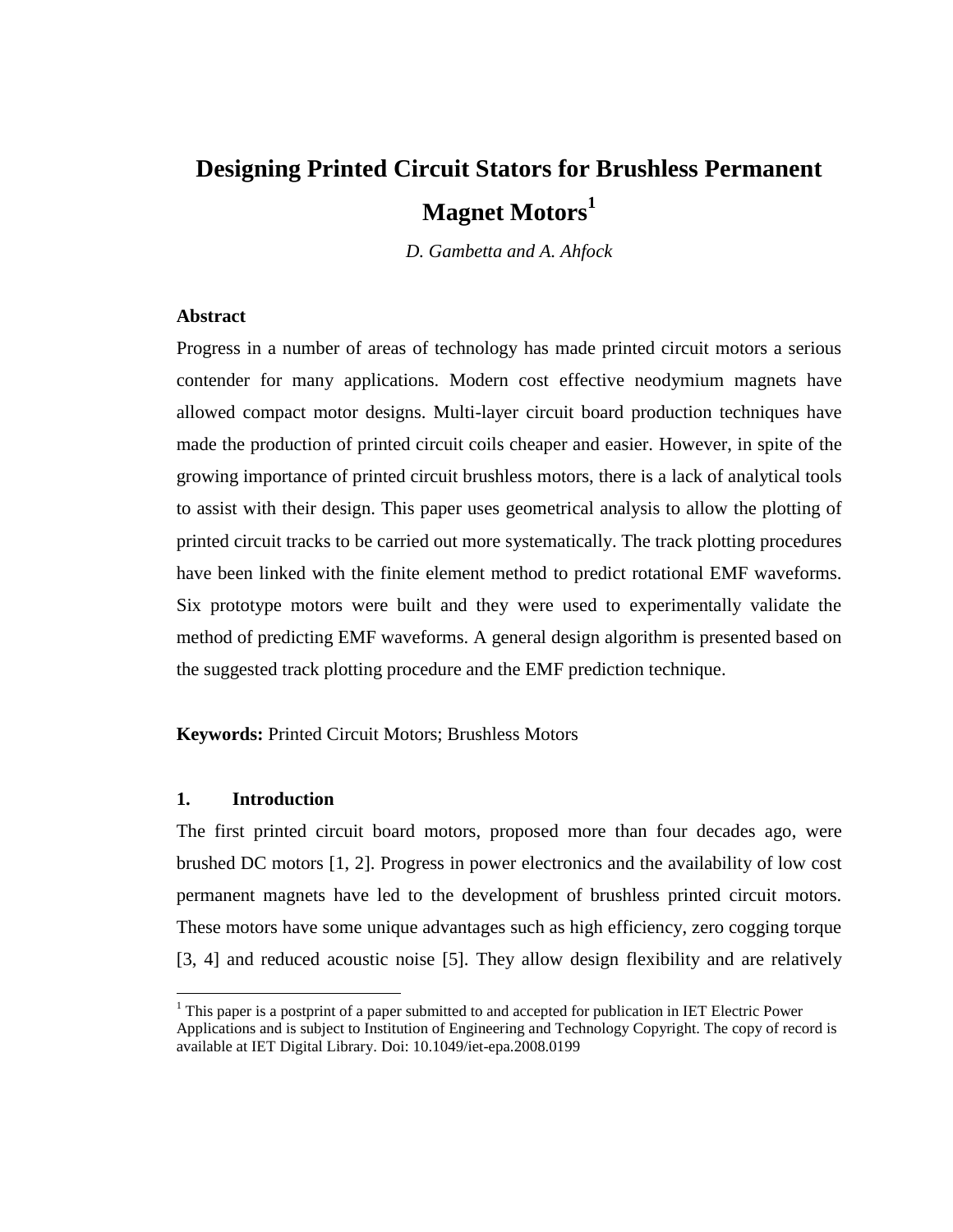# Designing Printed Circuit Stators for Brushless Permanent Magnet Motors[1]

*D. Gambetta and A. Ahfock*

### Abstract

Progress in a number of areas of technology has made printed circuit motors a serious contender for many applications. Modern cost effective neodymium magnets have allowed compact motor designs. Multi-layer circuit board production techniques have made the production of printed circuit coils cheaper and easier. However, in spite of the growing importance of printed circuit brushless motors, there is a lack of analytical tools to assist with their design. This paper uses geometrical analysis to allow the plotting of printed circuit tracks to be carried out more systematically. The track plotting procedures have been linked with the finite element method to predict rotational EMF waveforms. Six prototype motors were built and they were used to experimentally validate the method of predicting EMF waveforms. A general design algorithm is presented based on the suggested track plotting procedure and the EMF prediction technique.

**Keywords:** Printed Circuit Motors; Brushless Motors

## 1. Introduction

The first printed circuit board motors, proposed more than four decades ago, were brushed DC motors [1, 2]. Progress in power electronics and the availability of low cost permanent magnets have led to the development of brushless printed circuit motors. These motors have some unique advantages such as high efficiency, zero cogging torque [3, 4] and reduced acoustic noise [5]. They allow design flexibility and are relatively

[1] This paper is a postprint of a paper submitted to and accepted for publication in IET Electric Power Applications and is subject to Institution of Engineering and Technology Copyright. The copy of record is available at IET Digital Library. Doi: 10.1049/iet-epa.2008.0199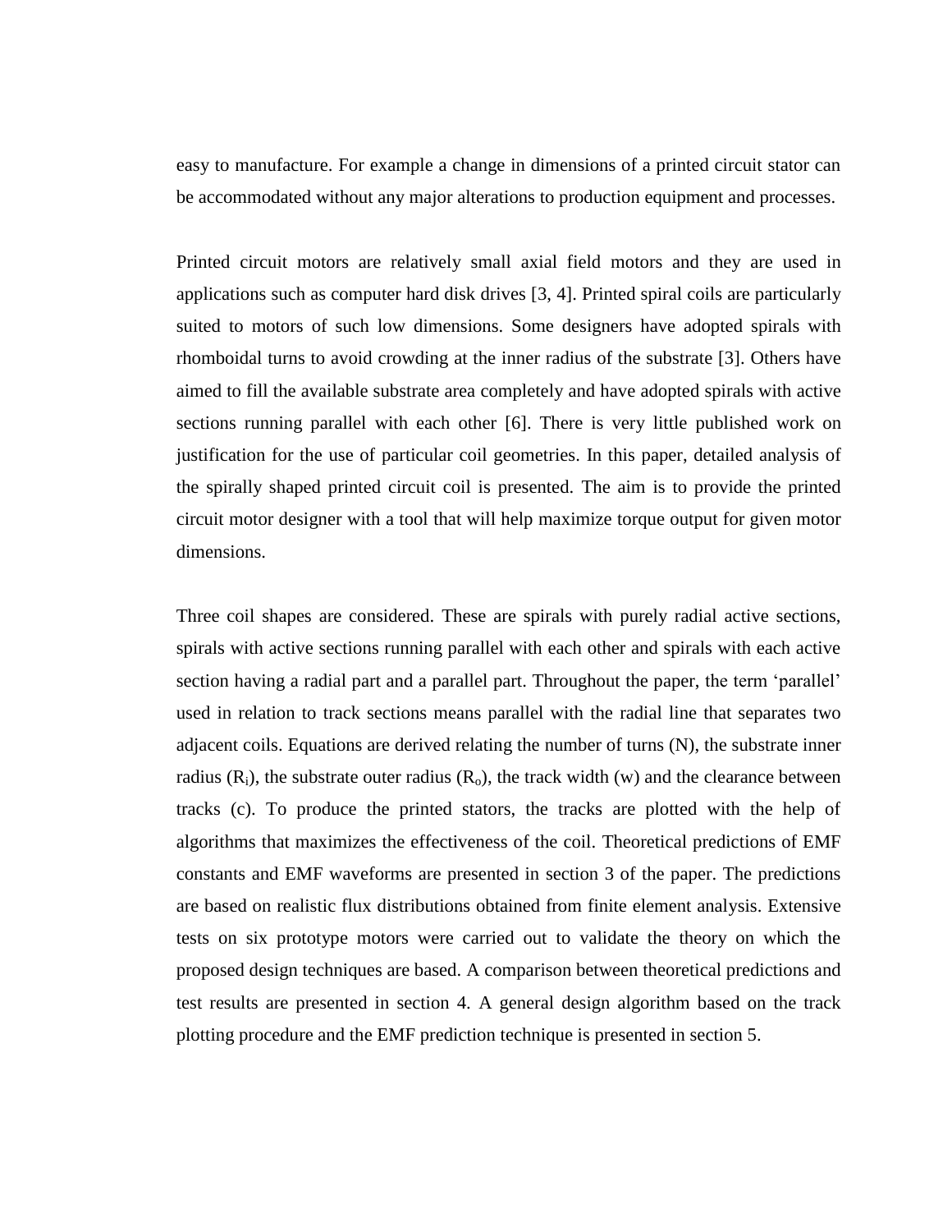easy to manufacture. For example a change in dimensions of a printed circuit stator can be accommodated without any major alterations to production equipment and processes.

Printed circuit motors are relatively small axial field motors and they are used in applications such as computer hard disk drives [3, 4]. Printed spiral coils are particularly suited to motors of such low dimensions. Some designers have adopted spirals with rhomboidal turns to avoid crowding at the inner radius of the substrate [3]. Others have aimed to fill the available substrate area completely and have adopted spirals with active sections running parallel with each other [6]. There is very little published work on justification for the use of particular coil geometries. In this paper, detailed analysis of the spirally shaped printed circuit coil is presented. The aim is to provide the printed circuit motor designer with a tool that will help maximize torque output for given motor dimensions.

Three coil shapes are considered. These are spirals with purely radial active sections, spirals with active sections running parallel with each other and spirals with each active section having a radial part and a parallel part. Throughout the paper, the term 'parallel' used in relation to track sections means parallel with the radial line that separates two adjacent coils. Equations are derived relating the number of turns (N), the substrate inner radius ($R_i$), the substrate outer radius ($R_o$), the track width (w) and the clearance between tracks (c). To produce the printed stators, the tracks are plotted with the help of algorithms that maximizes the effectiveness of the coil. Theoretical predictions of EMF constants and EMF waveforms are presented in section 3 of the paper. The predictions are based on realistic flux distributions obtained from finite element analysis. Extensive tests on six prototype motors were carried out to validate the theory on which the proposed design techniques are based. A comparison between theoretical predictions and test results are presented in section 4. A general design algorithm based on the track plotting procedure and the EMF prediction technique is presented in section 5.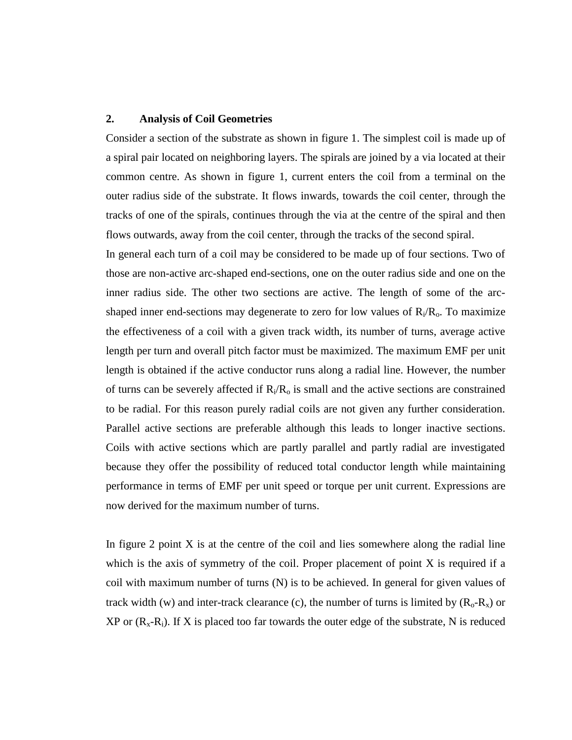## 2. Analysis of Coil Geometries

Consider a section of the substrate as shown in figure 1. The simplest coil is made up of a spiral pair located on neighboring layers. The spirals are joined by a via located at their common centre. As shown in figure 1, current enters the coil from a terminal on the outer radius side of the substrate. It flows inwards, towards the coil center, through the tracks of one of the spirals, continues through the via at the centre of the spiral and then flows outwards, away from the coil center, through the tracks of the second spiral.

In general each turn of a coil may be considered to be made up of four sections. Two of those are non-active arc-shaped end-sections, one on the outer radius side and one on the inner radius side. The other two sections are active. The length of some of the arc-shaped inner end-sections may degenerate to zero for low values of $R_i/R_o$. To maximize the effectiveness of a coil with a given track width, its number of turns, average active length per turn and overall pitch factor must be maximized. The maximum EMF per unit length is obtained if the active conductor runs along a radial line. However, the number of turns can be severely affected if $R_i/R_o$ is small and the active sections are constrained to be radial. For this reason purely radial coils are not given any further consideration. Parallel active sections are preferable although this leads to longer inactive sections. Coils with active sections which are partly parallel and partly radial are investigated because they offer the possibility of reduced total conductor length while maintaining performance in terms of EMF per unit speed or torque per unit current. Expressions are now derived for the maximum number of turns.

In figure 2 point X is at the centre of the coil and lies somewhere along the radial line which is the axis of symmetry of the coil. Proper placement of point X is required if a coil with maximum number of turns (N) is to be achieved. In general for given values of track width (w) and inter-track clearance (c), the number of turns is limited by $(R_o-R_x)$ or XP or $(R_x-R_i)$. If X is placed too far towards the outer edge of the substrate, N is reduced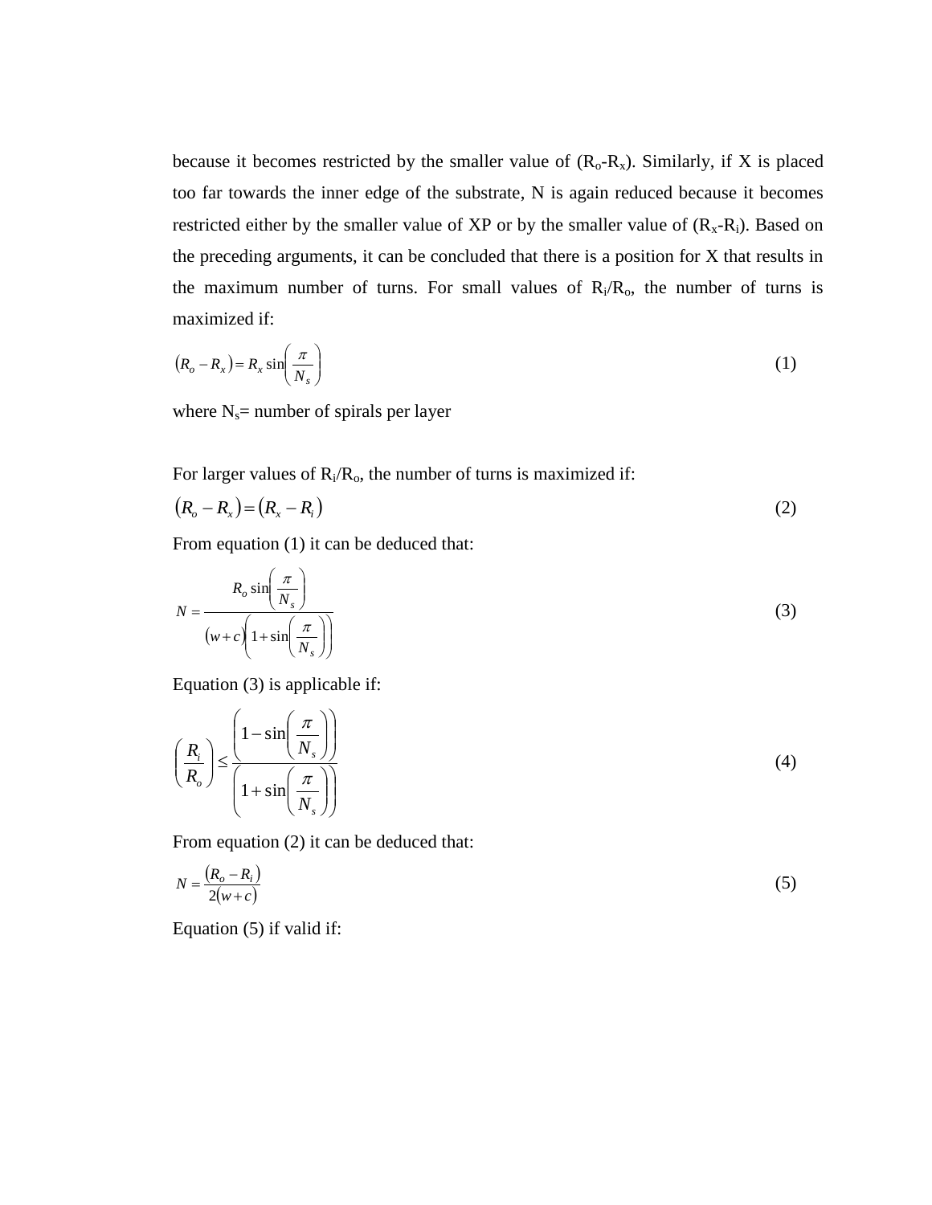because it becomes restricted by the smaller value of ($R_o$-$R_x$). Similarly, if X is placed too far towards the inner edge of the substrate, N is again reduced because it becomes restricted either by the smaller value of XP or by the smaller value of ($R_x$-$R_i$). Based on the preceding arguments, it can be concluded that there is a position for X that results in the maximum number of turns. For small values of $R_i/R_o$, the number of turns is maximized if:

$$(R_o - R_x) = R_x \sin\left(\frac{\pi}{N_s}\right) \tag{1}$$

where $N_s$= number of spirals per layer

For larger values of $R_i/R_o$, the number of turns is maximized if:

$$(R_o - R_x) = (R_x - R_i) \tag{2}$$

From equation (1) it can be deduced that:

$$N = \frac{R_o \sin\left(\frac{\pi}{N_s}\right)}{(w+c)\left(1+\sin\left(\frac{\pi}{N_s}\right)\right)} \tag{3}$$

Equation (3) is applicable if:

$$\left(\frac{R_i}{R_o}\right) \leq \frac{\left(1-\sin\left(\frac{\pi}{N_s}\right)\right)}{\left(1+\sin\left(\frac{\pi}{N_s}\right)\right)} \tag{4}$$

From equation (2) it can be deduced that:

$$N = \frac{(R_o - R_i)}{2(w+c)} \tag{5}$$

Equation (5) if valid if: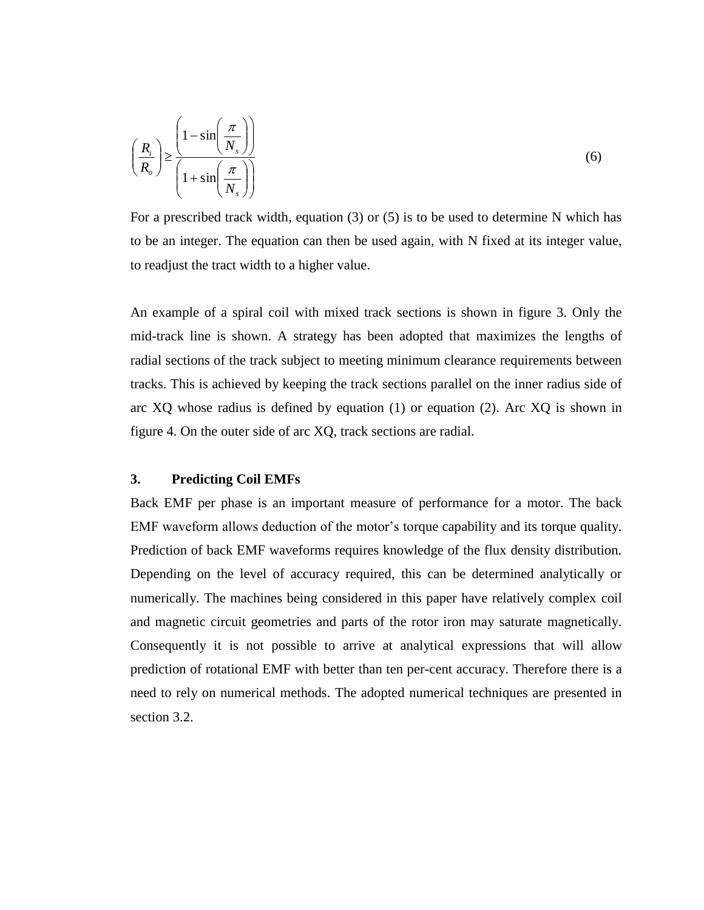$$\left(\frac{R_i}{R_o}\right) \geq \frac{\left(1-\sin\left(\frac{\pi}{N_s}\right)\right)}{\left(1+\sin\left(\frac{\pi}{N_s}\right)\right)} \tag{6}$$

For a prescribed track width, equation (3) or (5) is to be used to determine N which has to be an integer. The equation can then be used again, with N fixed at its integer value, to readjust the tract width to a higher value.

An example of a spiral coil with mixed track sections is shown in figure 3. Only the mid-track line is shown. A strategy has been adopted that maximizes the lengths of radial sections of the track subject to meeting minimum clearance requirements between tracks. This is achieved by keeping the track sections parallel on the inner radius side of arc XQ whose radius is defined by equation (1) or equation (2). Arc XQ is shown in figure 4. On the outer side of arc XQ, track sections are radial.

## 3. Predicting Coil EMFs

Back EMF per phase is an important measure of performance for a motor. The back EMF waveform allows deduction of the motor's torque capability and its torque quality. Prediction of back EMF waveforms requires knowledge of the flux density distribution. Depending on the level of accuracy required, this can be determined analytically or numerically. The machines being considered in this paper have relatively complex coil and magnetic circuit geometries and parts of the rotor iron may saturate magnetically. Consequently it is not possible to arrive at analytical expressions that will allow prediction of rotational EMF with better than ten per-cent accuracy. Therefore there is a need to rely on numerical methods. The adopted numerical techniques are presented in section 3.2.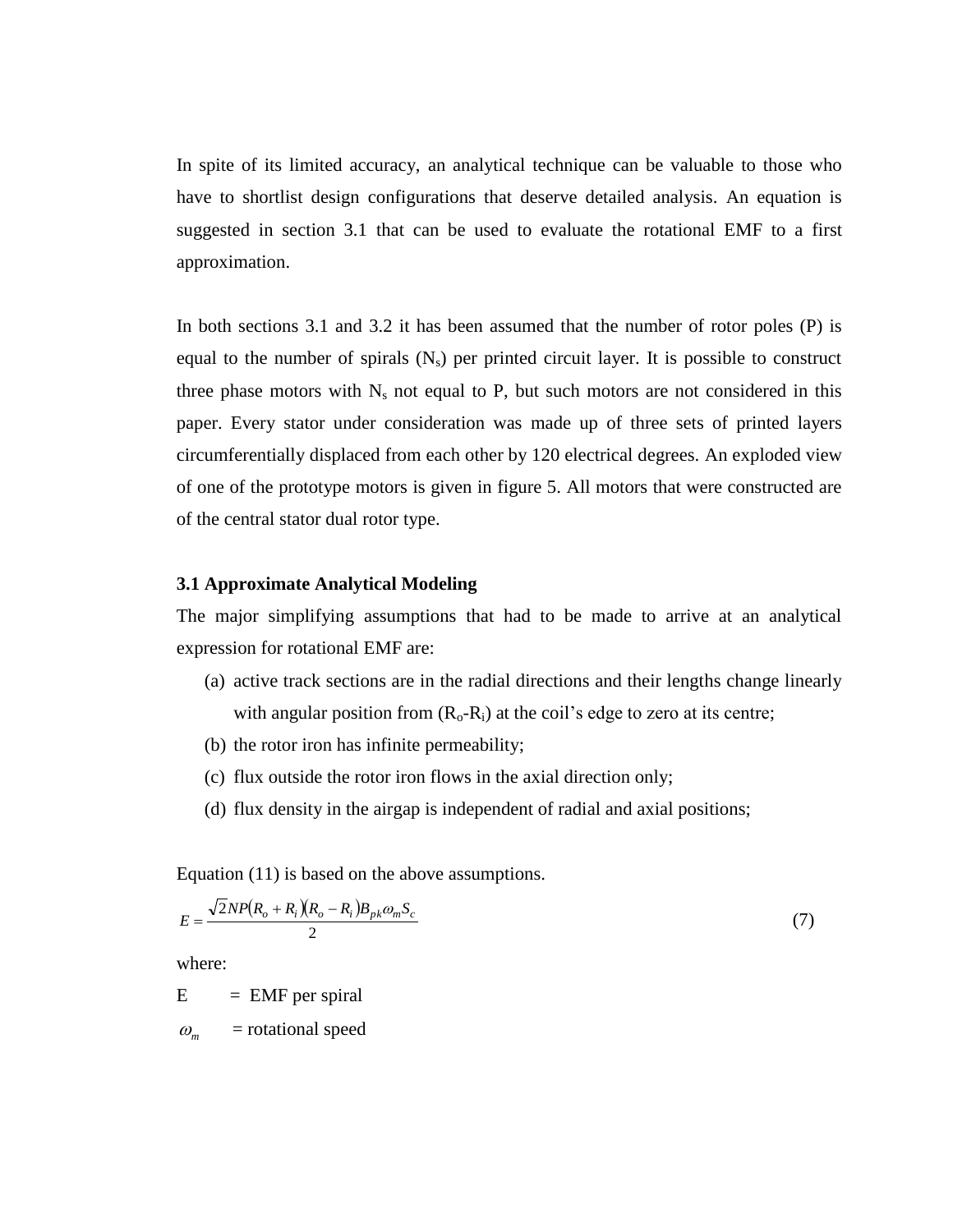In spite of its limited accuracy, an analytical technique can be valuable to those who have to shortlist design configurations that deserve detailed analysis. An equation is suggested in section 3.1 that can be used to evaluate the rotational EMF to a first approximation.

In both sections 3.1 and 3.2 it has been assumed that the number of rotor poles (P) is equal to the number of spirals ($N_s$) per printed circuit layer. It is possible to construct three phase motors with $N_s$ not equal to P, but such motors are not considered in this paper. Every stator under consideration was made up of three sets of printed layers circumferentially displaced from each other by 120 electrical degrees. An exploded view of one of the prototype motors is given in figure 5. All motors that were constructed are of the central stator dual rotor type.

### 3.1 Approximate Analytical Modeling

The major simplifying assumptions that had to be made to arrive at an analytical expression for rotational EMF are:

(a) active track sections are in the radial directions and their lengths change linearly with angular position from ($R_o$-$R_i$) at the coil's edge to zero at its centre;

(b) the rotor iron has infinite permeability;

(c) flux outside the rotor iron flows in the axial direction only;

(d) flux density in the airgap is independent of radial and axial positions;

Equation (11) is based on the above assumptions.

$$E = \frac{\sqrt{2}NP(R_o + R_i)(R_o - R_i)B_{pk}\omega_m S_c}{2} \qquad (7)$$

where:

E = EMF per spiral

$\omega_m$ = rotational speed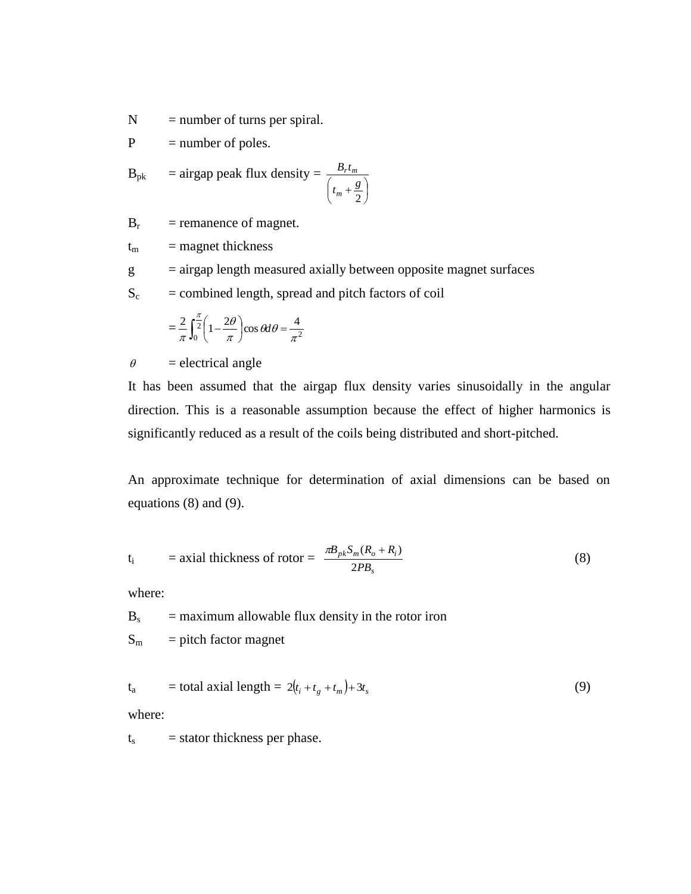$N$ = number of turns per spiral.

$P$ = number of poles.

$B_{pk}$ = airgap peak flux density = $\dfrac{B_r t_m}{\left(t_m + \dfrac{g}{2}\right)}$

$B_r$ = remanence of magnet.

$t_m$ = magnet thickness

$g$ = airgap length measured axially between opposite magnet surfaces

$S_c$ = combined length, spread and pitch factors of coil

$$= \frac{2}{\pi}\int_0^{\frac{\pi}{2}}\left(1 - \frac{2\theta}{\pi}\right)\cos\theta d\theta = \frac{4}{\pi^2}$$

$\theta$ = electrical angle

It has been assumed that the airgap flux density varies sinusoidally in the angular direction. This is a reasonable assumption because the effect of higher harmonics is significantly reduced as a result of the coils being distributed and short-pitched.

An approximate technique for determination of axial dimensions can be based on equations (8) and (9).

$$t_i = \text{axial thickness of rotor} = \frac{\pi B_{pk} S_m (R_o + R_i)}{2PB_s} \tag{8}$$

where:

$B_s$ = maximum allowable flux density in the rotor iron

$S_m$ = pitch factor magnet

$$t_a = \text{total axial length} = 2(t_i + t_g + t_m) + 3t_s \tag{9}$$

where:

$t_s$ = stator thickness per phase.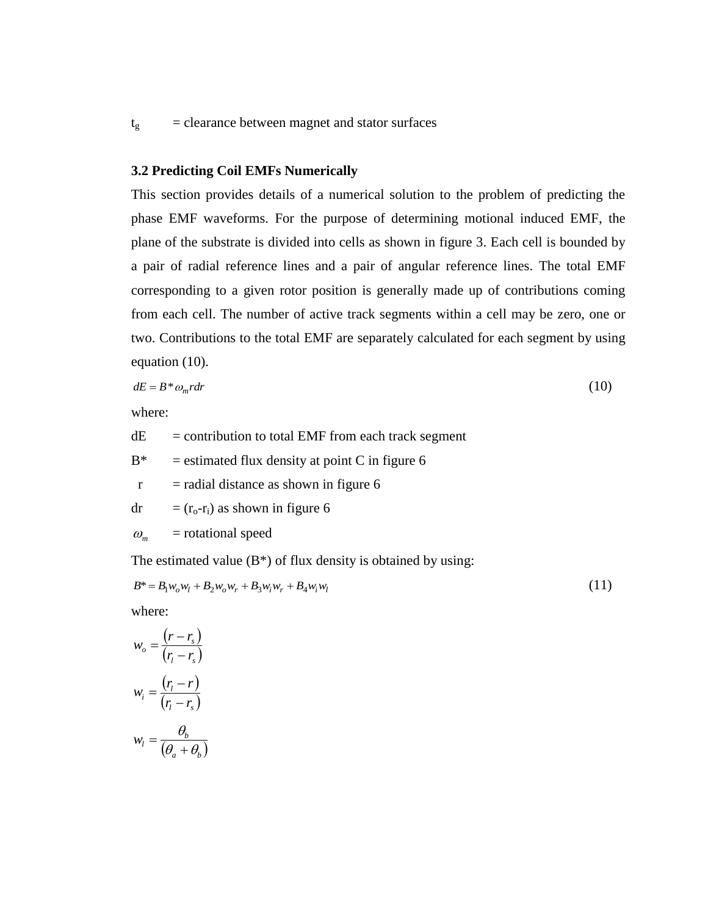$t_g$ = clearance between magnet and stator surfaces

### 3.2 Predicting Coil EMFs Numerically

This section provides details of a numerical solution to the problem of predicting the phase EMF waveforms. For the purpose of determining motional induced EMF, the plane of the substrate is divided into cells as shown in figure 3. Each cell is bounded by a pair of radial reference lines and a pair of angular reference lines. The total EMF corresponding to a given rotor position is generally made up of contributions coming from each cell. The number of active track segments within a cell may be zero, one or two. Contributions to the total EMF are separately calculated for each segment by using equation (10).

$$dE = B^* \omega_m r dr \tag{10}$$

where:

dE = contribution to total EMF from each track segment

B* = estimated flux density at point C in figure 6

r = radial distance as shown in figure 6

dr = $(r_o - r_i)$ as shown in figure 6

$\omega_m$ = rotational speed

The estimated value (B*) of flux density is obtained by using:

$$B^* = B_1 w_o w_l + B_2 w_o w_r + B_3 w_i w_r + B_4 w_i w_l \tag{11}$$

where:

$$w_o = \frac{(r - r_s)}{(r_l - r_s)}$$

$$w_i = \frac{(r_l - r)}{(r_l - r_s)}$$

$$w_l = \frac{\theta_b}{(\theta_a + \theta_b)}$$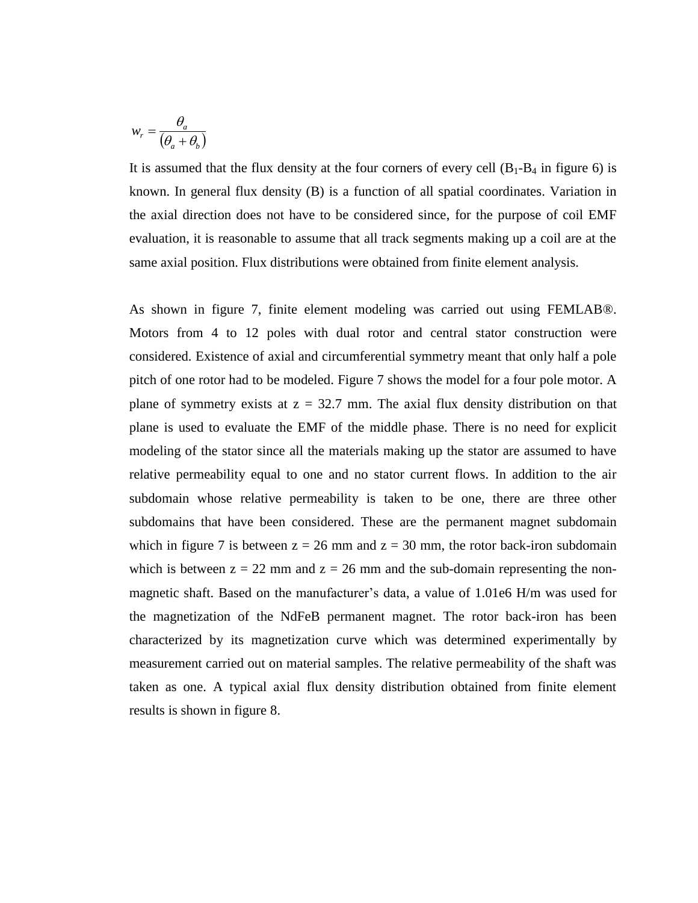$$w_r = \frac{\theta_a}{(\theta_a + \theta_b)}$$

It is assumed that the flux density at the four corners of every cell ($B_1$-$B_4$ in figure 6) is known. In general flux density (B) is a function of all spatial coordinates. Variation in the axial direction does not have to be considered since, for the purpose of coil EMF evaluation, it is reasonable to assume that all track segments making up a coil are at the same axial position. Flux distributions were obtained from finite element analysis.

As shown in figure 7, finite element modeling was carried out using FEMLAB®. Motors from 4 to 12 poles with dual rotor and central stator construction were considered. Existence of axial and circumferential symmetry meant that only half a pole pitch of one rotor had to be modeled. Figure 7 shows the model for a four pole motor. A plane of symmetry exists at z = 32.7 mm. The axial flux density distribution on that plane is used to evaluate the EMF of the middle phase. There is no need for explicit modeling of the stator since all the materials making up the stator are assumed to have relative permeability equal to one and no stator current flows. In addition to the air subdomain whose relative permeability is taken to be one, there are three other subdomains that have been considered. These are the permanent magnet subdomain which in figure 7 is between z = 26 mm and z = 30 mm, the rotor back-iron subdomain which is between z = 22 mm and z = 26 mm and the sub-domain representing the non-magnetic shaft. Based on the manufacturer's data, a value of 1.01e6 H/m was used for the magnetization of the NdFeB permanent magnet. The rotor back-iron has been characterized by its magnetization curve which was determined experimentally by measurement carried out on material samples. The relative permeability of the shaft was taken as one. A typical axial flux density distribution obtained from finite element results is shown in figure 8.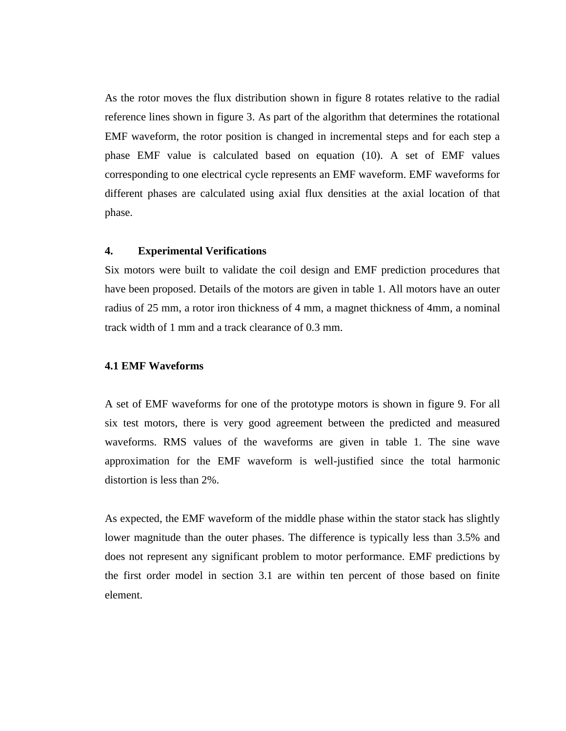As the rotor moves the flux distribution shown in figure 8 rotates relative to the radial reference lines shown in figure 3. As part of the algorithm that determines the rotational EMF waveform, the rotor position is changed in incremental steps and for each step a phase EMF value is calculated based on equation (10). A set of EMF values corresponding to one electrical cycle represents an EMF waveform. EMF waveforms for different phases are calculated using axial flux densities at the axial location of that phase.

## 4. Experimental Verifications

Six motors were built to validate the coil design and EMF prediction procedures that have been proposed. Details of the motors are given in table 1. All motors have an outer radius of 25 mm, a rotor iron thickness of 4 mm, a magnet thickness of 4mm, a nominal track width of 1 mm and a track clearance of 0.3 mm.

### 4.1 EMF Waveforms

A set of EMF waveforms for one of the prototype motors is shown in figure 9. For all six test motors, there is very good agreement between the predicted and measured waveforms. RMS values of the waveforms are given in table 1. The sine wave approximation for the EMF waveform is well-justified since the total harmonic distortion is less than 2%.

As expected, the EMF waveform of the middle phase within the stator stack has slightly lower magnitude than the outer phases. The difference is typically less than 3.5% and does not represent any significant problem to motor performance. EMF predictions by the first order model in section 3.1 are within ten percent of those based on finite element.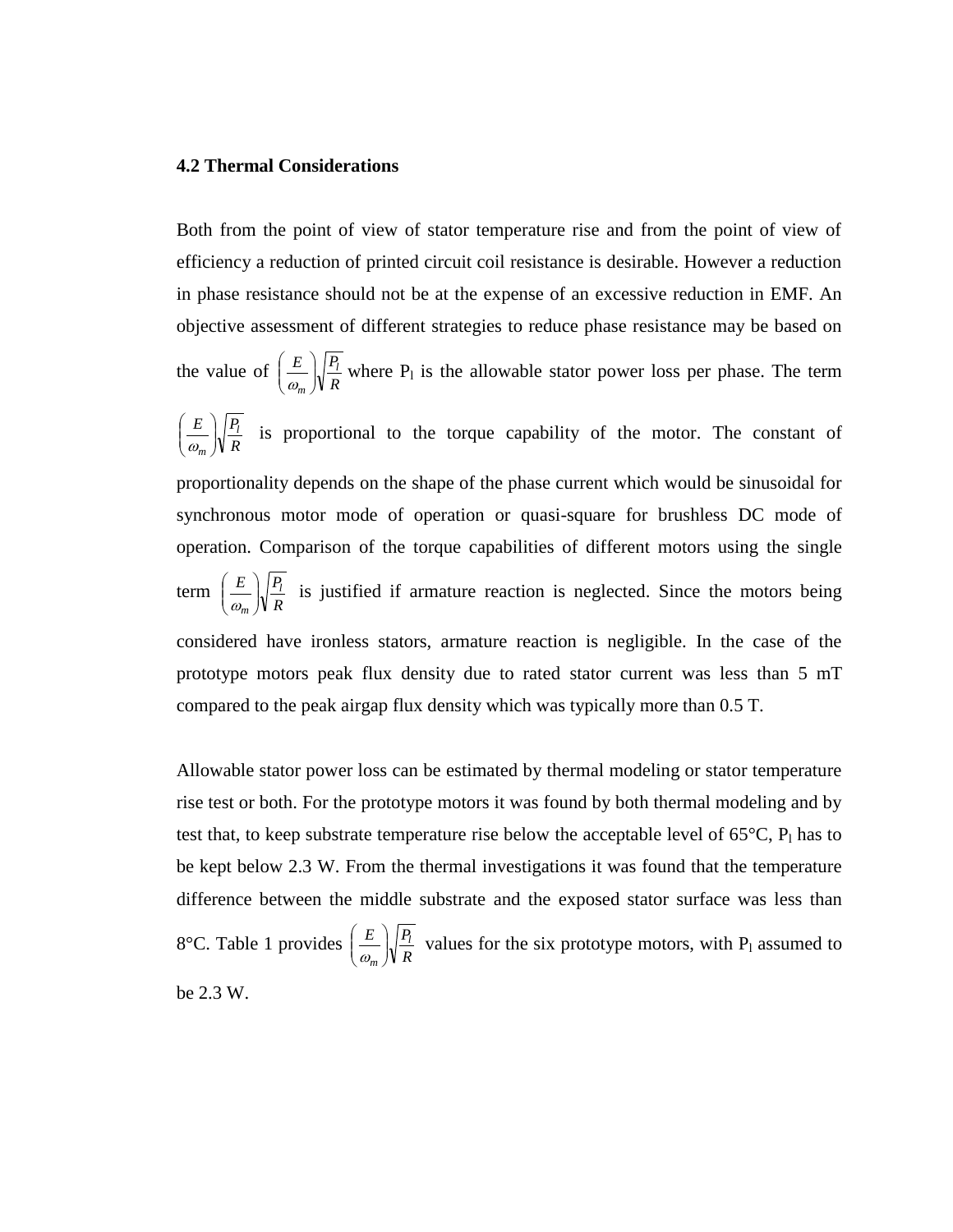### 4.2 Thermal Considerations

Both from the point of view of stator temperature rise and from the point of view of efficiency a reduction of printed circuit coil resistance is desirable. However a reduction in phase resistance should not be at the expense of an excessive reduction in EMF. An objective assessment of different strategies to reduce phase resistance may be based on the value of $\left(\frac{E}{\omega_m}\right)\sqrt{\frac{P_l}{R}}$ where $P_l$ is the allowable stator power loss per phase. The term $\left(\frac{E}{\omega_m}\right)\sqrt{\frac{P_l}{R}}$ is proportional to the torque capability of the motor. The constant of proportionality depends on the shape of the phase current which would be sinusoidal for synchronous motor mode of operation or quasi-square for brushless DC mode of operation. Comparison of the torque capabilities of different motors using the single term $\left(\frac{E}{\omega_m}\right)\sqrt{\frac{P_l}{R}}$ is justified if armature reaction is neglected. Since the motors being considered have ironless stators, armature reaction is negligible. In the case of the prototype motors peak flux density due to rated stator current was less than 5 mT compared to the peak airgap flux density which was typically more than 0.5 T.

Allowable stator power loss can be estimated by thermal modeling or stator temperature rise test or both. For the prototype motors it was found by both thermal modeling and by test that, to keep substrate temperature rise below the acceptable level of 65°C, $P_l$ has to be kept below 2.3 W. From the thermal investigations it was found that the temperature difference between the middle substrate and the exposed stator surface was less than 8°C. Table 1 provides $\left(\frac{E}{\omega_m}\right)\sqrt{\frac{P_l}{R}}$ values for the six prototype motors, with $P_l$ assumed to be 2.3 W.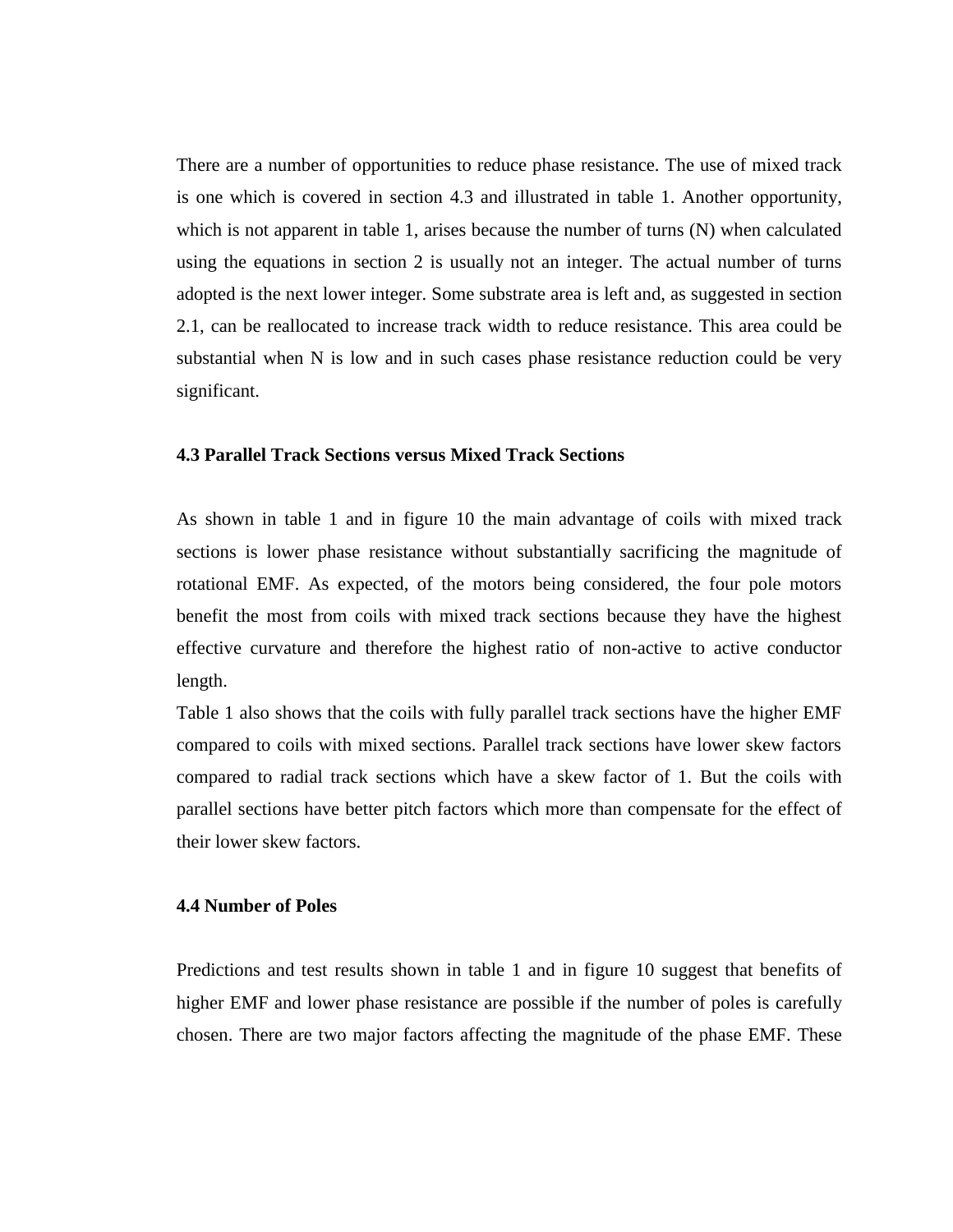There are a number of opportunities to reduce phase resistance. The use of mixed track is one which is covered in section 4.3 and illustrated in table 1. Another opportunity, which is not apparent in table 1, arises because the number of turns (N) when calculated using the equations in section 2 is usually not an integer. The actual number of turns adopted is the next lower integer. Some substrate area is left and, as suggested in section 2.1, can be reallocated to increase track width to reduce resistance. This area could be substantial when N is low and in such cases phase resistance reduction could be very significant.

### 4.3 Parallel Track Sections versus Mixed Track Sections

As shown in table 1 and in figure 10 the main advantage of coils with mixed track sections is lower phase resistance without substantially sacrificing the magnitude of rotational EMF. As expected, of the motors being considered, the four pole motors benefit the most from coils with mixed track sections because they have the highest effective curvature and therefore the highest ratio of non-active to active conductor length.

Table 1 also shows that the coils with fully parallel track sections have the higher EMF compared to coils with mixed sections. Parallel track sections have lower skew factors compared to radial track sections which have a skew factor of 1. But the coils with parallel sections have better pitch factors which more than compensate for the effect of their lower skew factors.

### 4.4 Number of Poles

Predictions and test results shown in table 1 and in figure 10 suggest that benefits of higher EMF and lower phase resistance are possible if the number of poles is carefully chosen. There are two major factors affecting the magnitude of the phase EMF. These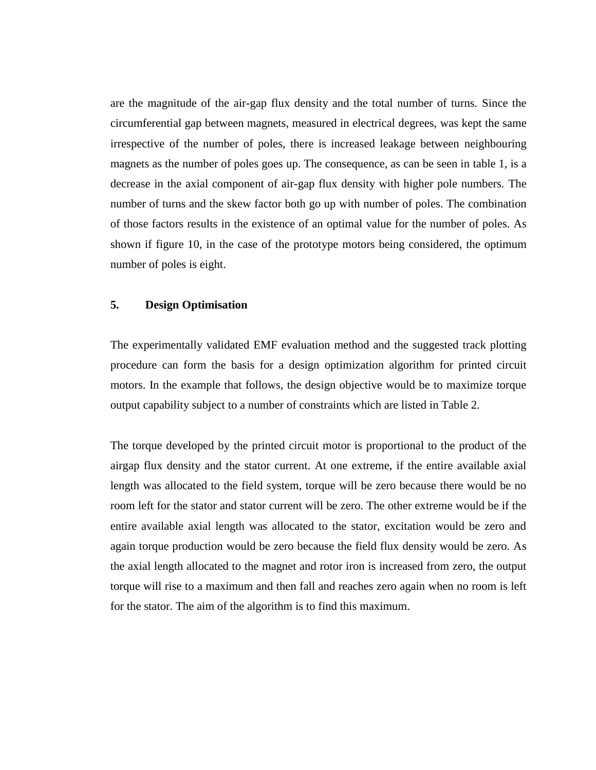are the magnitude of the air-gap flux density and the total number of turns. Since the circumferential gap between magnets, measured in electrical degrees, was kept the same irrespective of the number of poles, there is increased leakage between neighbouring magnets as the number of poles goes up. The consequence, as can be seen in table 1, is a decrease in the axial component of air-gap flux density with higher pole numbers. The number of turns and the skew factor both go up with number of poles. The combination of those factors results in the existence of an optimal value for the number of poles. As shown if figure 10, in the case of the prototype motors being considered, the optimum number of poles is eight.

## 5. Design Optimisation

The experimentally validated EMF evaluation method and the suggested track plotting procedure can form the basis for a design optimization algorithm for printed circuit motors. In the example that follows, the design objective would be to maximize torque output capability subject to a number of constraints which are listed in Table 2.

The torque developed by the printed circuit motor is proportional to the product of the airgap flux density and the stator current. At one extreme, if the entire available axial length was allocated to the field system, torque will be zero because there would be no room left for the stator and stator current will be zero. The other extreme would be if the entire available axial length was allocated to the stator, excitation would be zero and again torque production would be zero because the field flux density would be zero. As the axial length allocated to the magnet and rotor iron is increased from zero, the output torque will rise to a maximum and then fall and reaches zero again when no room is left for the stator. The aim of the algorithm is to find this maximum.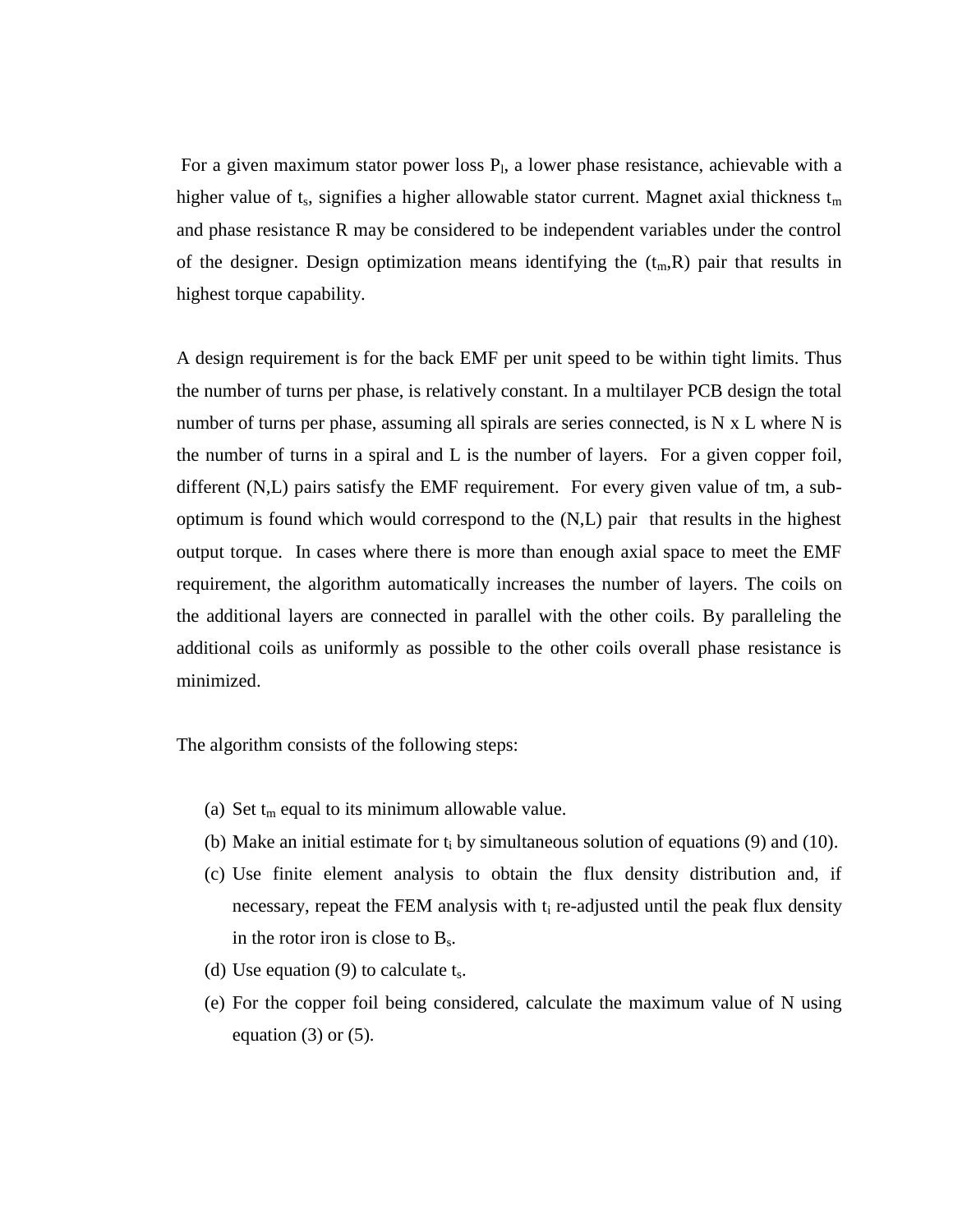For a given maximum stator power loss $P_l$, a lower phase resistance, achievable with a higher value of $t_s$, signifies a higher allowable stator current. Magnet axial thickness $t_m$ and phase resistance R may be considered to be independent variables under the control of the designer. Design optimization means identifying the ($t_m$,R) pair that results in highest torque capability.

A design requirement is for the back EMF per unit speed to be within tight limits. Thus the number of turns per phase, is relatively constant. In a multilayer PCB design the total number of turns per phase, assuming all spirals are series connected, is N x L where N is the number of turns in a spiral and L is the number of layers. For a given copper foil, different (N,L) pairs satisfy the EMF requirement. For every given value of tm, a sub-optimum is found which would correspond to the (N,L) pair that results in the highest output torque. In cases where there is more than enough axial space to meet the EMF requirement, the algorithm automatically increases the number of layers. The coils on the additional layers are connected in parallel with the other coils. By paralleling the additional coils as uniformly as possible to the other coils overall phase resistance is minimized.

The algorithm consists of the following steps:

(a) Set $t_m$ equal to its minimum allowable value.

(b) Make an initial estimate for $t_i$ by simultaneous solution of equations (9) and (10).

(c) Use finite element analysis to obtain the flux density distribution and, if necessary, repeat the FEM analysis with $t_i$ re-adjusted until the peak flux density in the rotor iron is close to $B_s$.

(d) Use equation (9) to calculate $t_s$.

(e) For the copper foil being considered, calculate the maximum value of N using equation (3) or (5).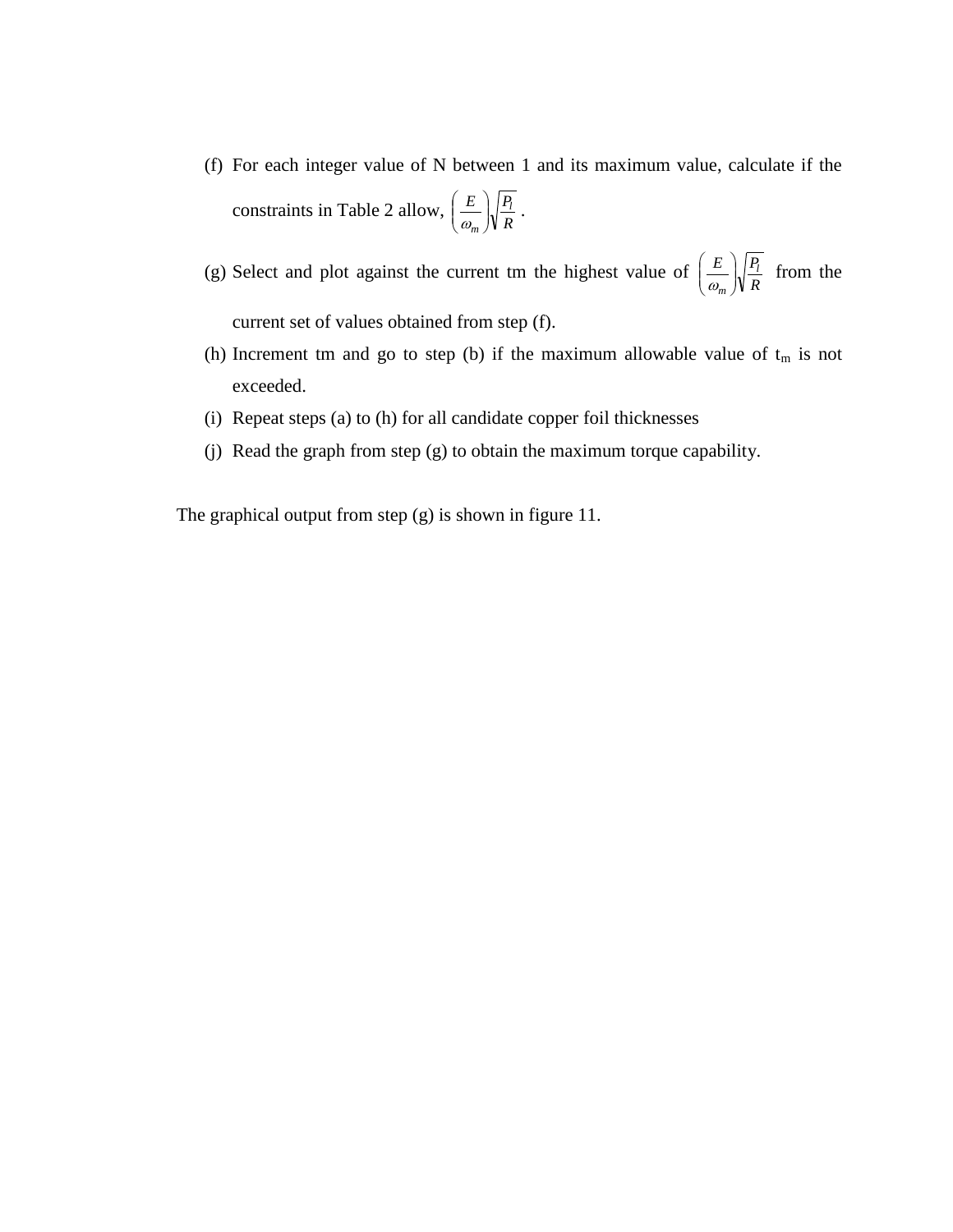(f) For each integer value of N between 1 and its maximum value, calculate if the constraints in Table 2 allow, $\left(\frac{E}{\omega_m}\right)\sqrt{\frac{P_l}{R}}$ .

(g) Select and plot against the current tm the highest value of $\left(\frac{E}{\omega_m}\right)\sqrt{\frac{P_l}{R}}$ from the current set of values obtained from step (f).

(h) Increment tm and go to step (b) if the maximum allowable value of $t_m$ is not exceeded.

(i) Repeat steps (a) to (h) for all candidate copper foil thicknesses

(j) Read the graph from step (g) to obtain the maximum torque capability.

The graphical output from step (g) is shown in figure 11.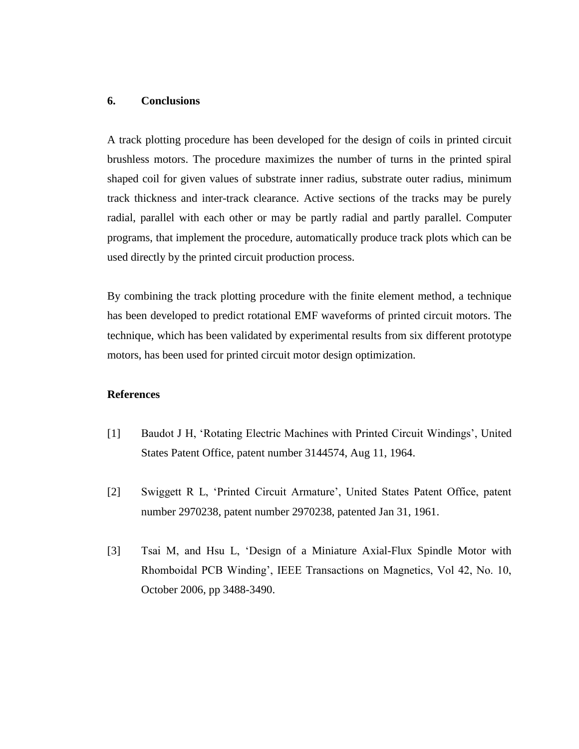## 6. Conclusions

A track plotting procedure has been developed for the design of coils in printed circuit brushless motors. The procedure maximizes the number of turns in the printed spiral shaped coil for given values of substrate inner radius, substrate outer radius, minimum track thickness and inter-track clearance. Active sections of the tracks may be purely radial, parallel with each other or may be partly radial and partly parallel. Computer programs, that implement the procedure, automatically produce track plots which can be used directly by the printed circuit production process.

By combining the track plotting procedure with the finite element method, a technique has been developed to predict rotational EMF waveforms of printed circuit motors. The technique, which has been validated by experimental results from six different prototype motors, has been used for printed circuit motor design optimization.

## References

[1] Baudot J H, 'Rotating Electric Machines with Printed Circuit Windings', United States Patent Office, patent number 3144574, Aug 11, 1964.

[2] Swiggett R L, 'Printed Circuit Armature', United States Patent Office, patent number 2970238, patent number 2970238, patented Jan 31, 1961.

[3] Tsai M, and Hsu L, 'Design of a Miniature Axial-Flux Spindle Motor with Rhomboidal PCB Winding', IEEE Transactions on Magnetics, Vol 42, No. 10, October 2006, pp 3488-3490.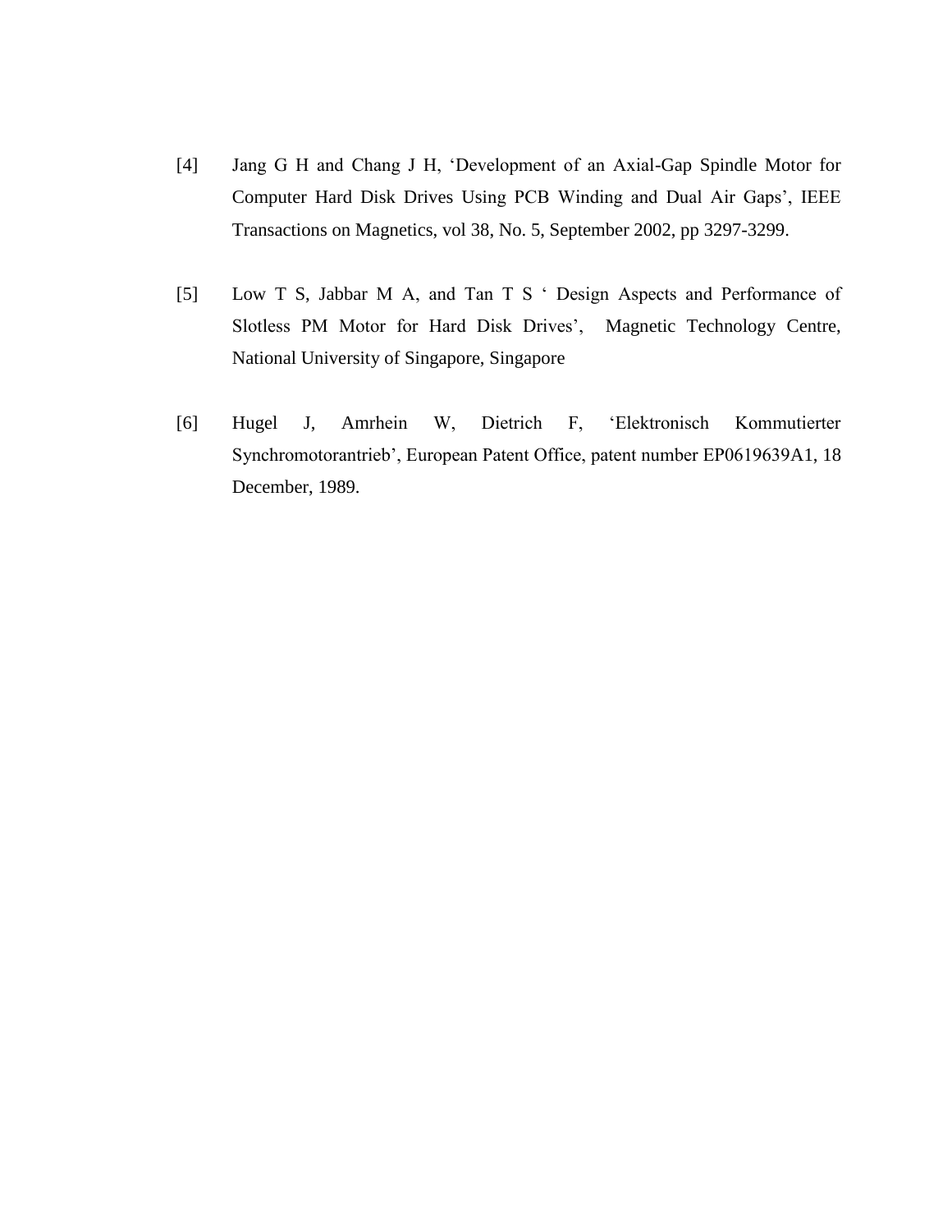[4] Jang G H and Chang J H, 'Development of an Axial-Gap Spindle Motor for Computer Hard Disk Drives Using PCB Winding and Dual Air Gaps', IEEE Transactions on Magnetics, vol 38, No. 5, September 2002, pp 3297-3299.

[5] Low T S, Jabbar M A, and Tan T S ' Design Aspects and Performance of Slotless PM Motor for Hard Disk Drives', Magnetic Technology Centre, National University of Singapore, Singapore

[6] Hugel J, Amrhein W, Dietrich F, 'Elektronisch Kommutierter Synchromotorantrieb', European Patent Office, patent number EP0619639A1, 18 December, 1989.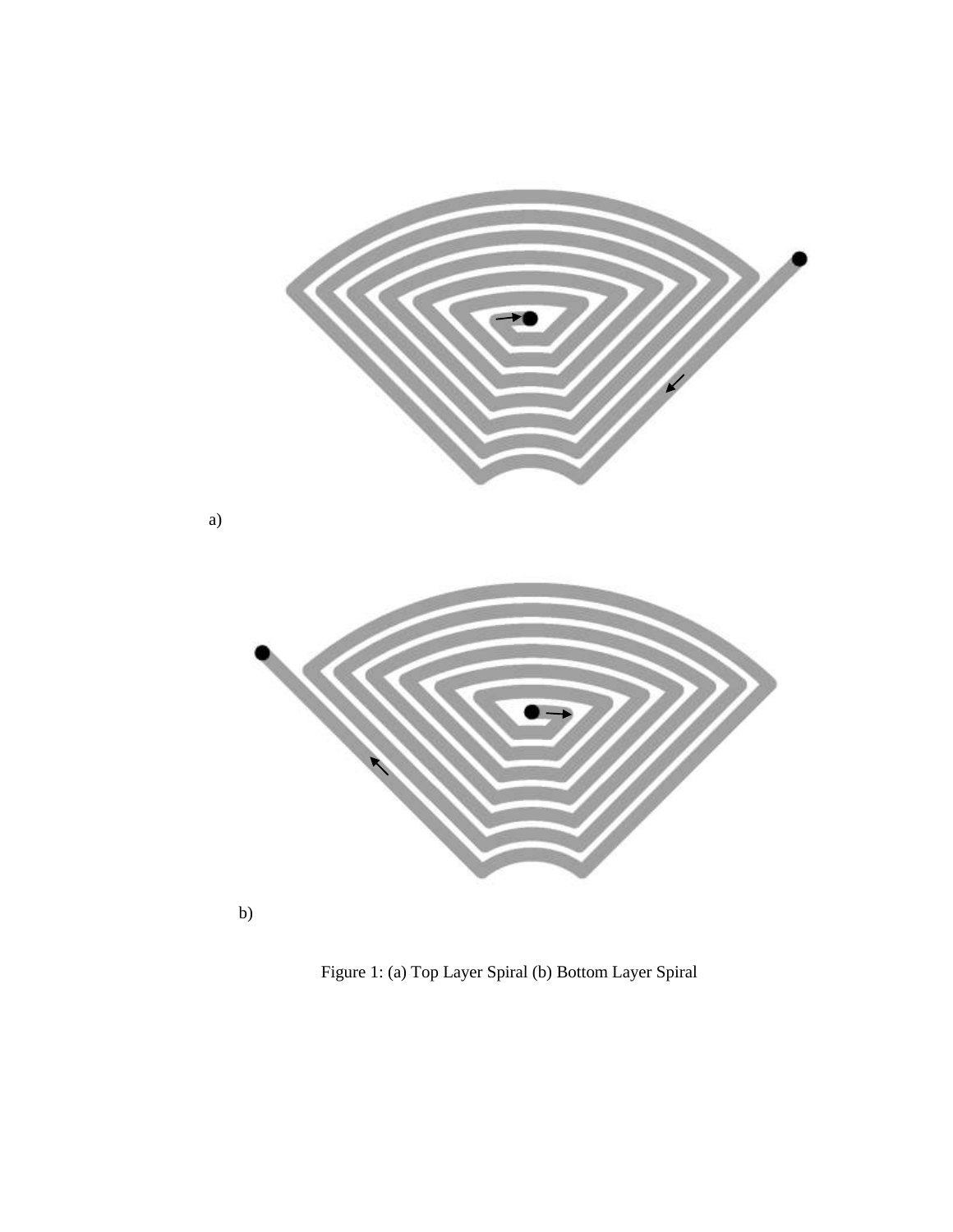a)

b)

Figure 1: (a) Top Layer Spiral (b) Bottom Layer Spiral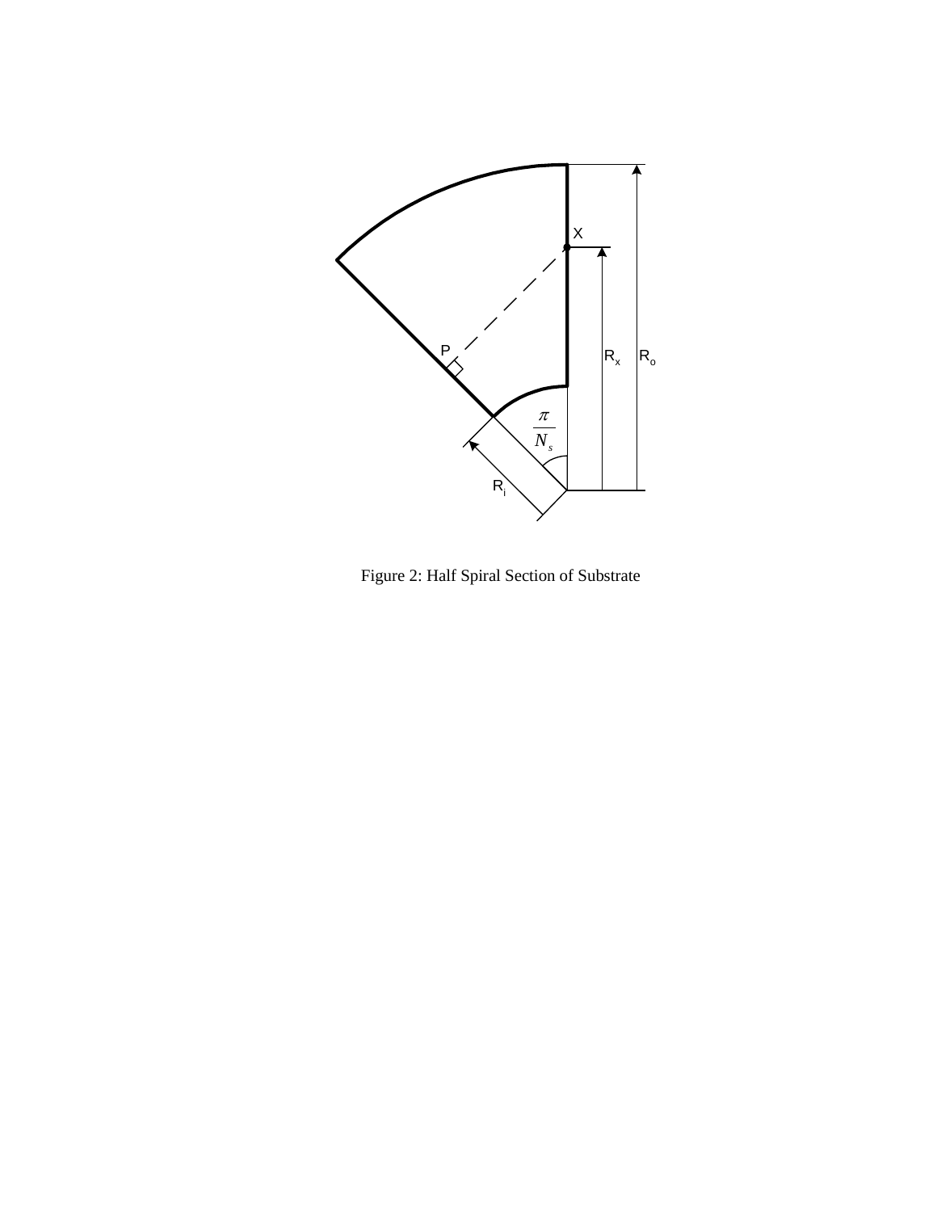Figure 2: Half Spiral Section of Substrate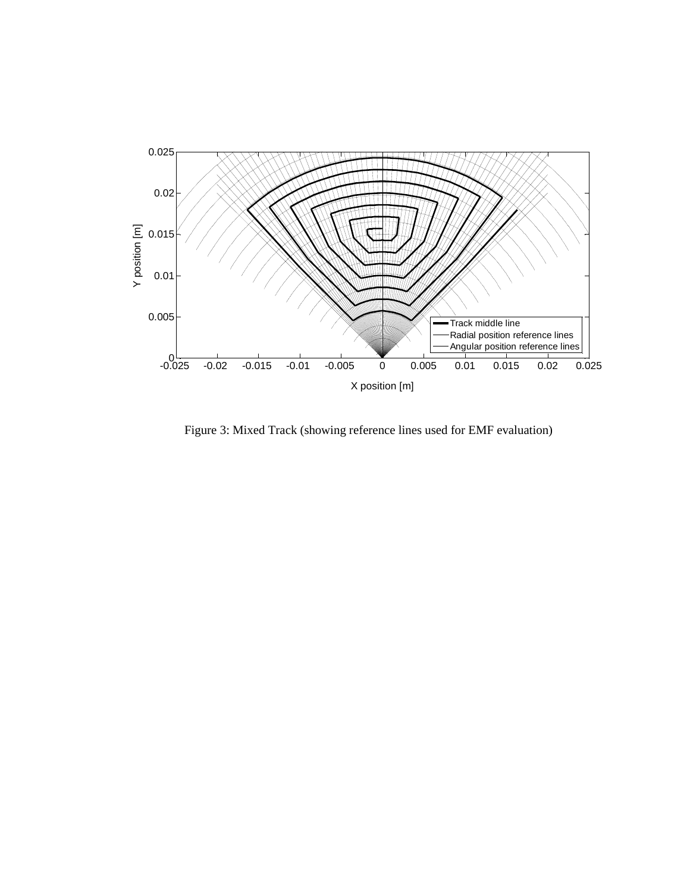Figure 3: Mixed Track (showing reference lines used for EMF evaluation)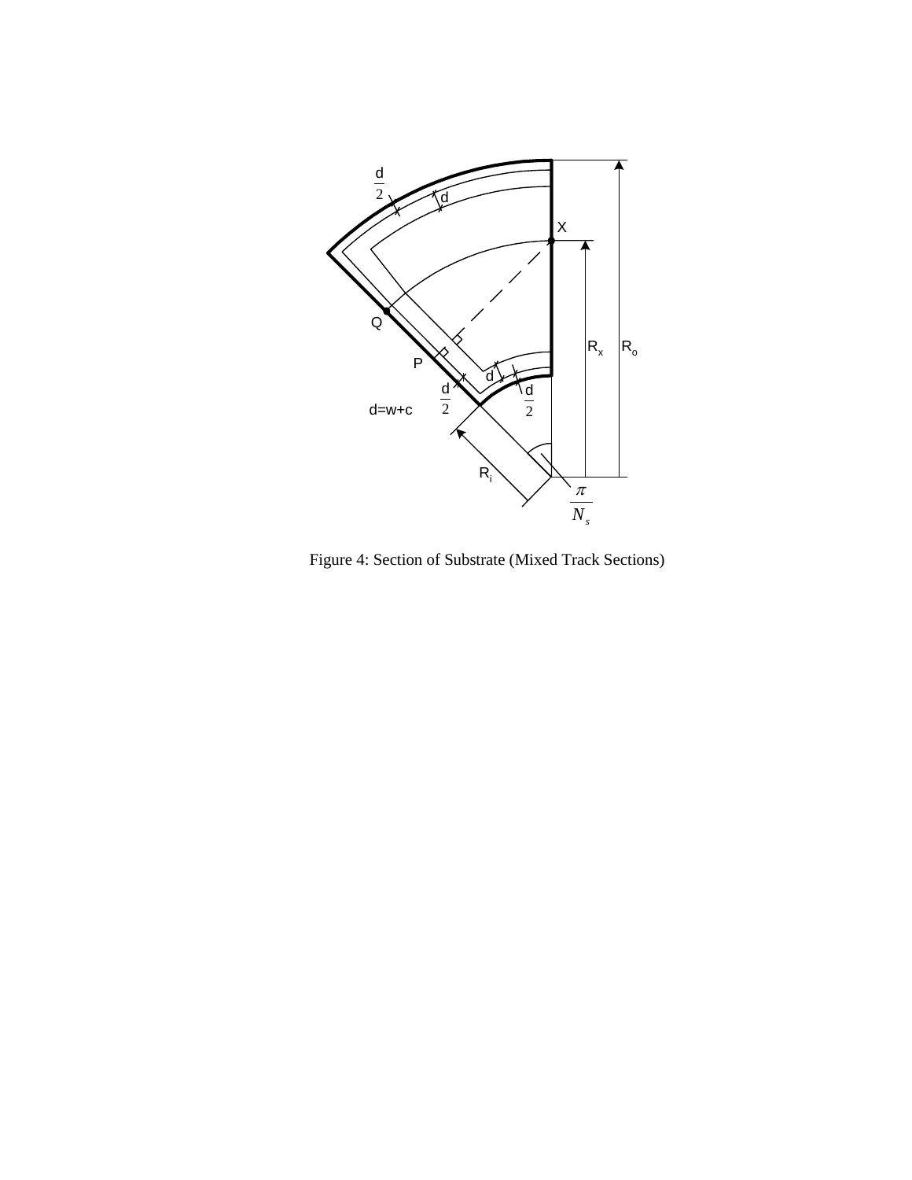Figure 4: Section of Substrate (Mixed Track Sections)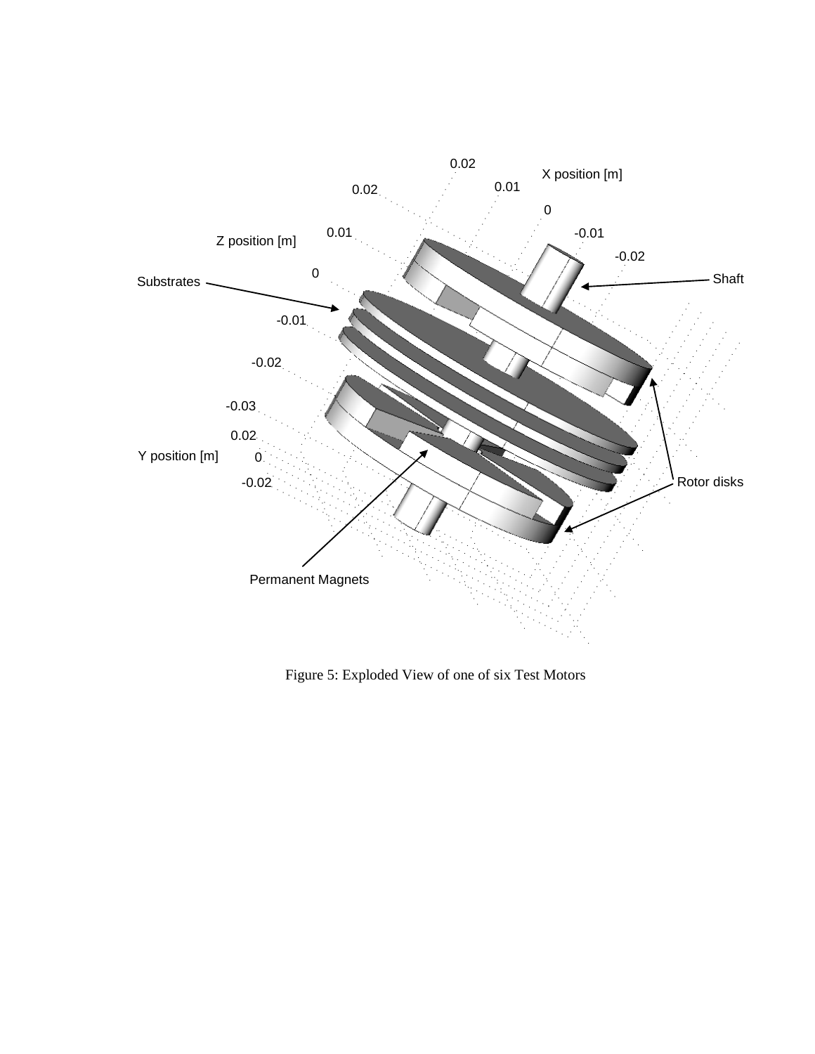Figure 5: Exploded View of one of six Test Motors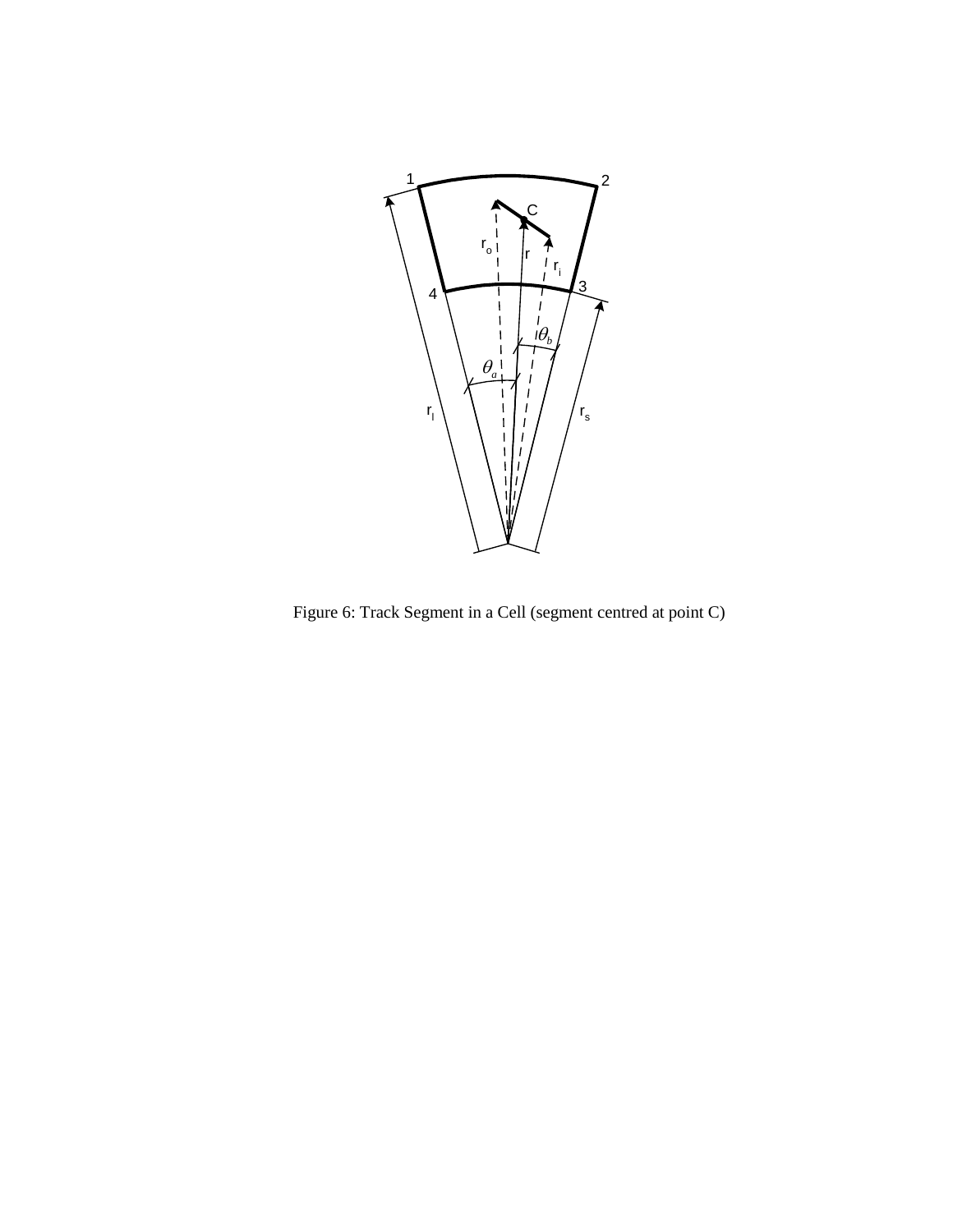Figure 6: Track Segment in a Cell (segment centred at point C)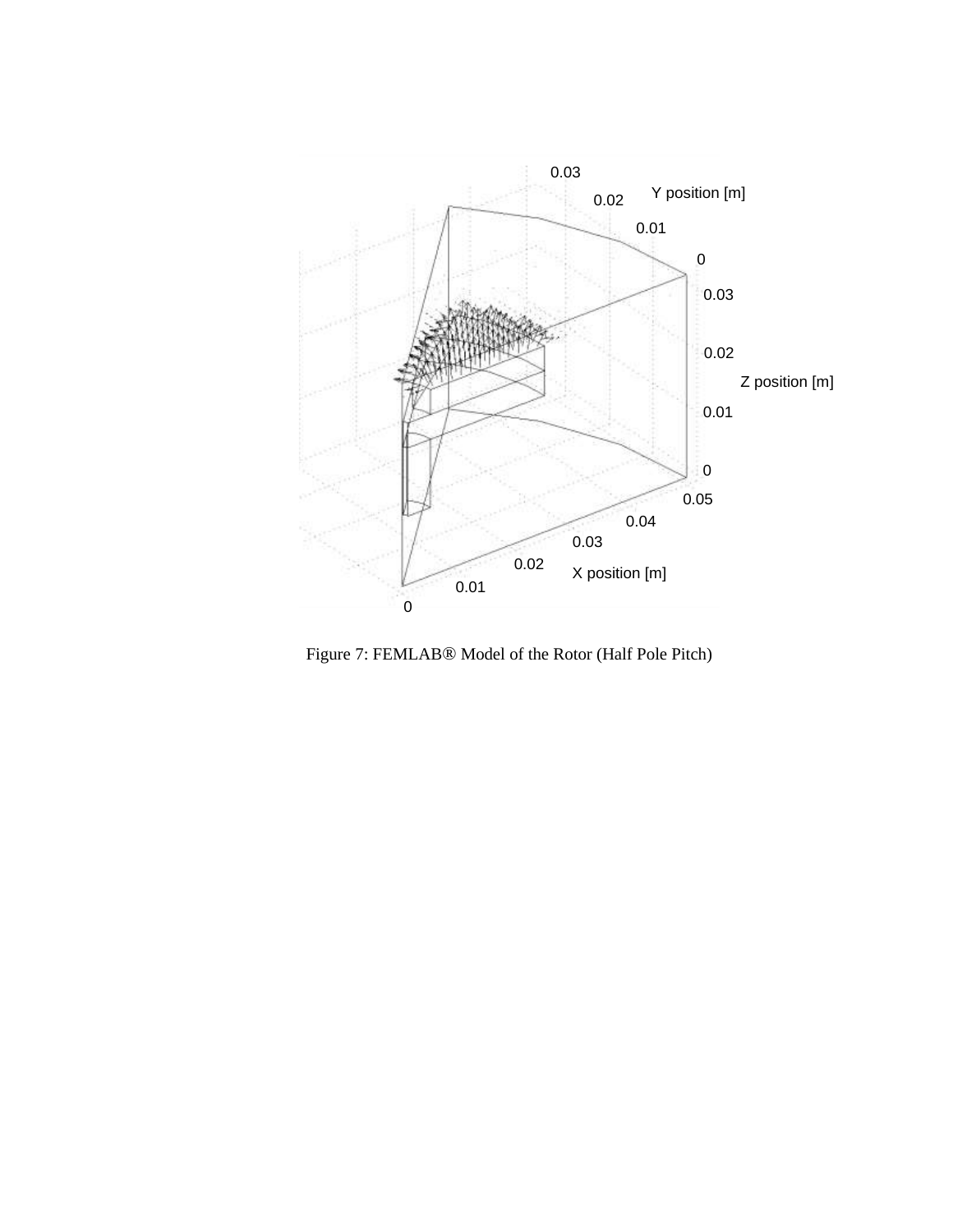Figure 7: FEMLAB® Model of the Rotor (Half Pole Pitch)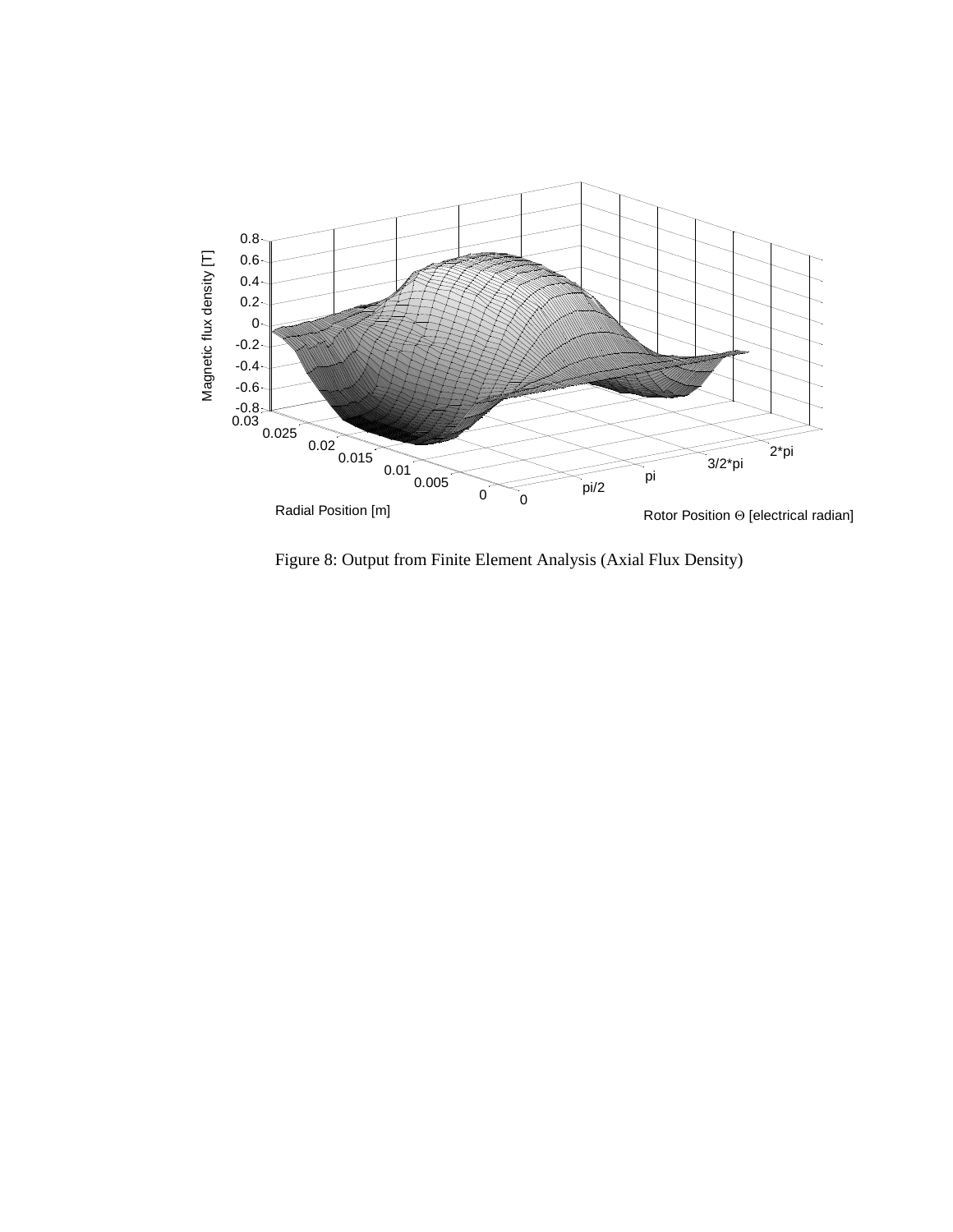Figure 8: Output from Finite Element Analysis (Axial Flux Density)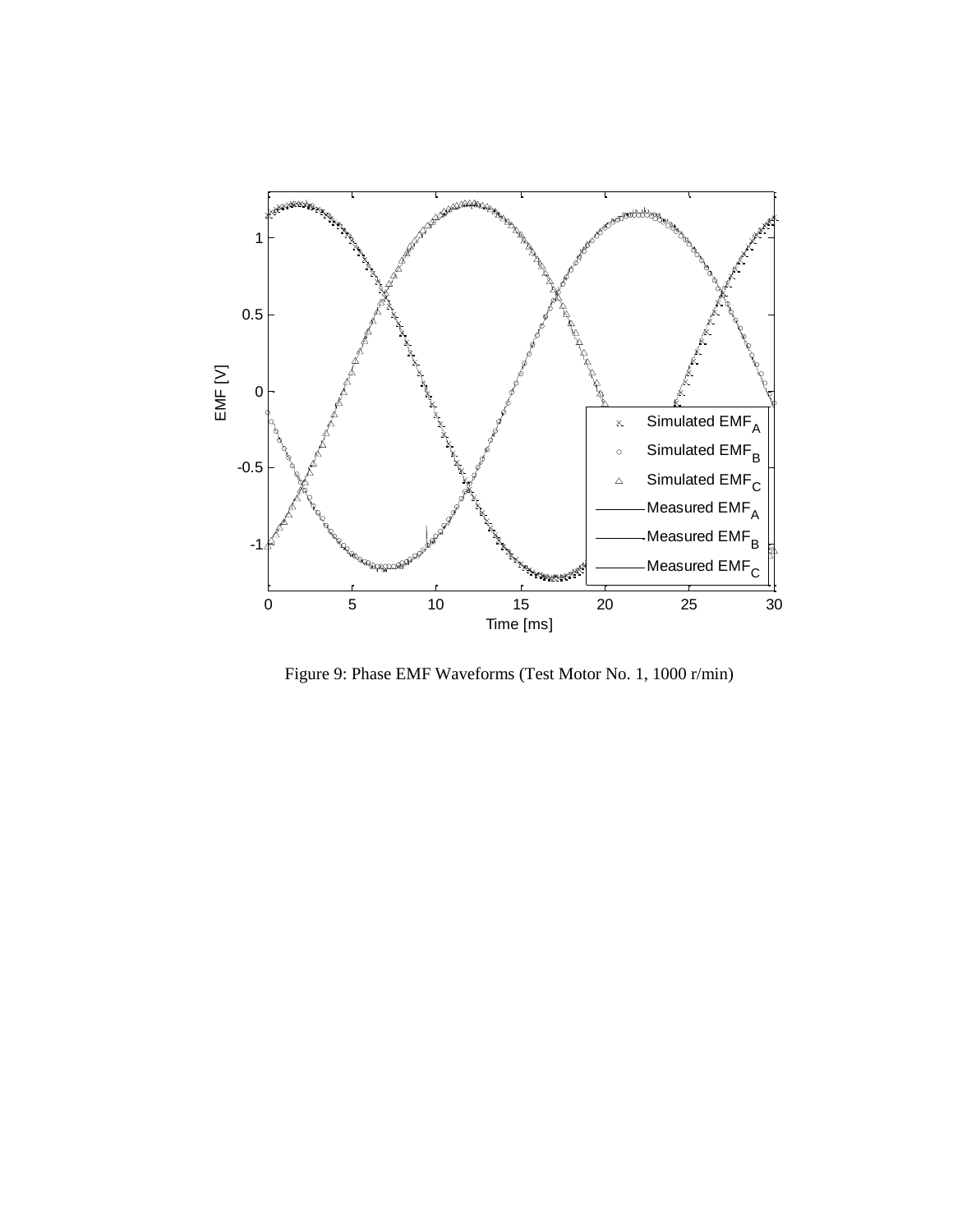Figure 9: Phase EMF Waveforms (Test Motor No. 1, 1000 r/min)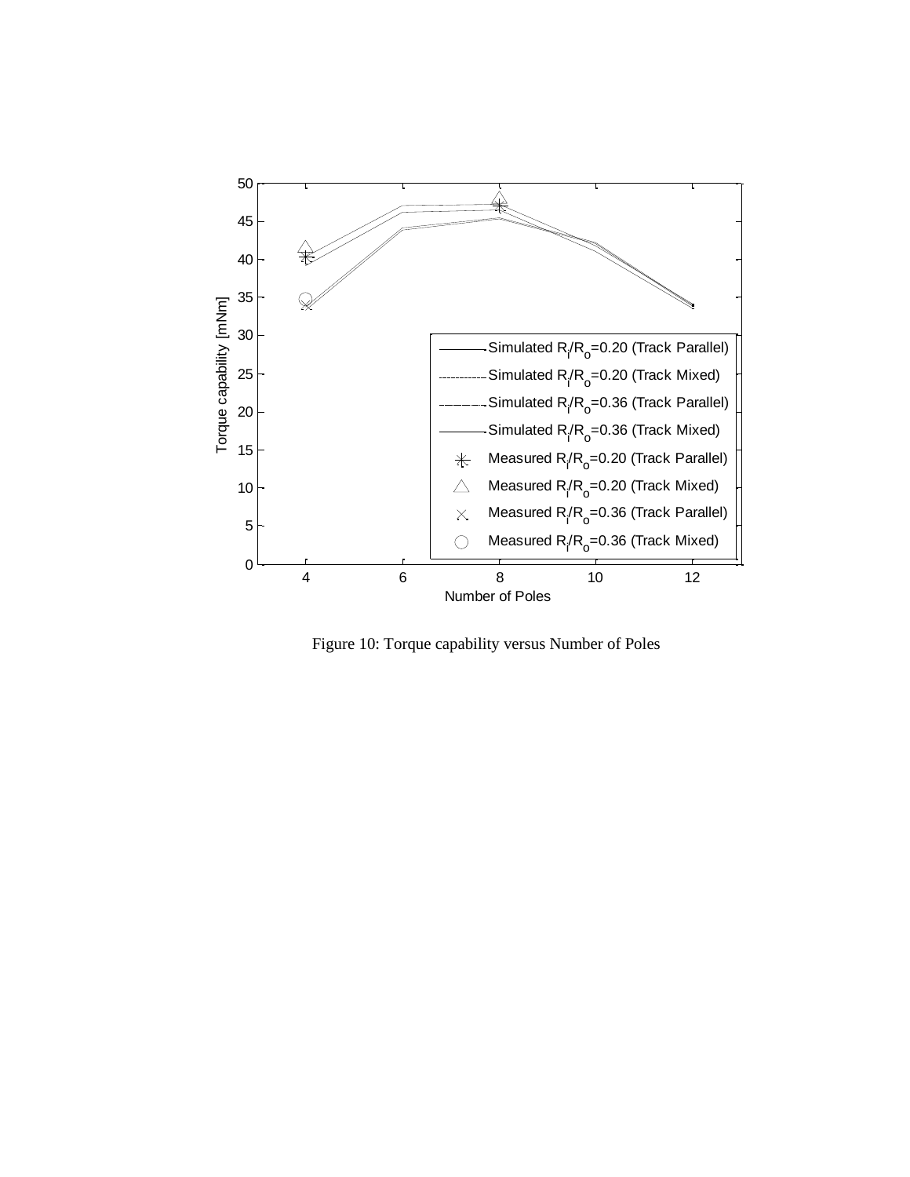Figure 10: Torque capability versus Number of Poles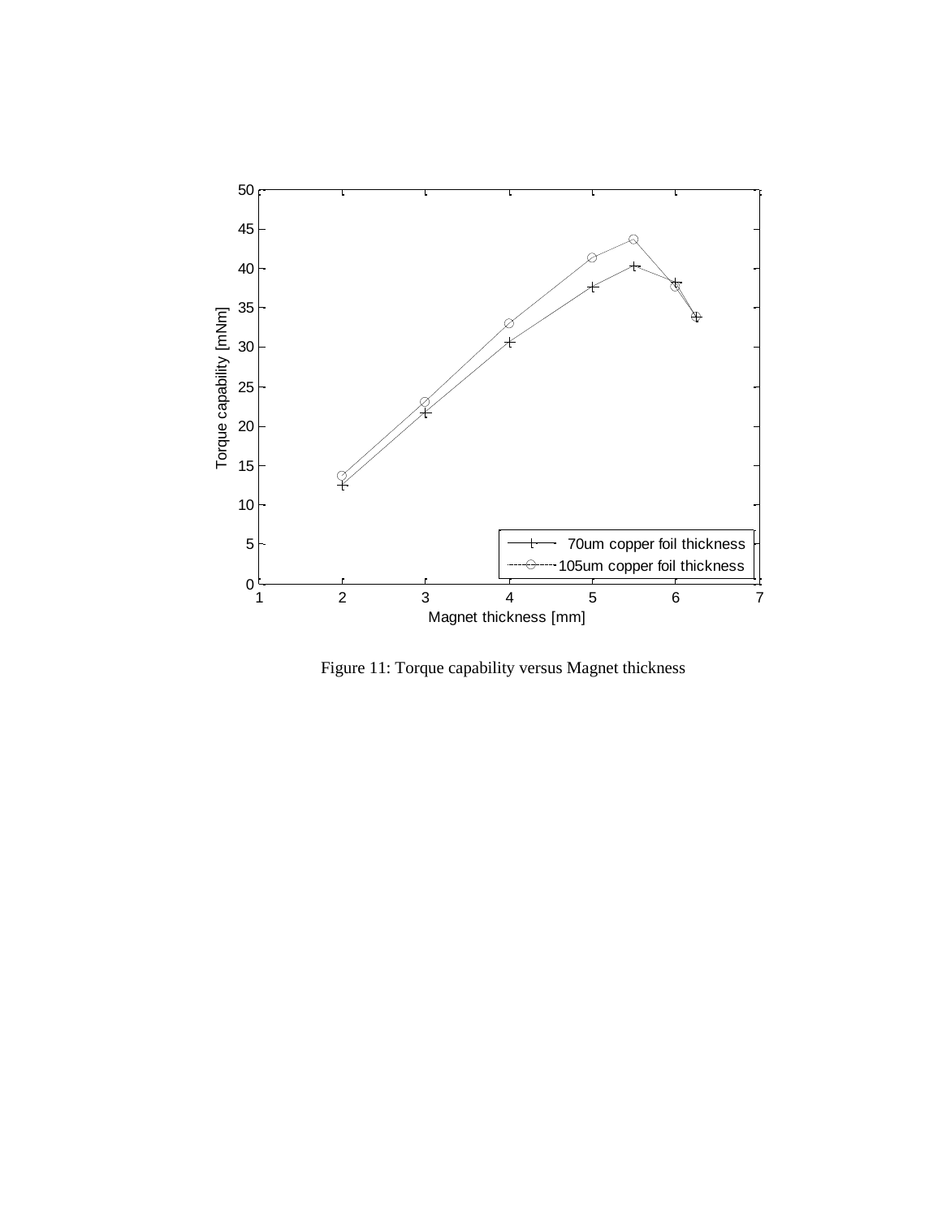Figure 11: Torque capability versus Magnet thickness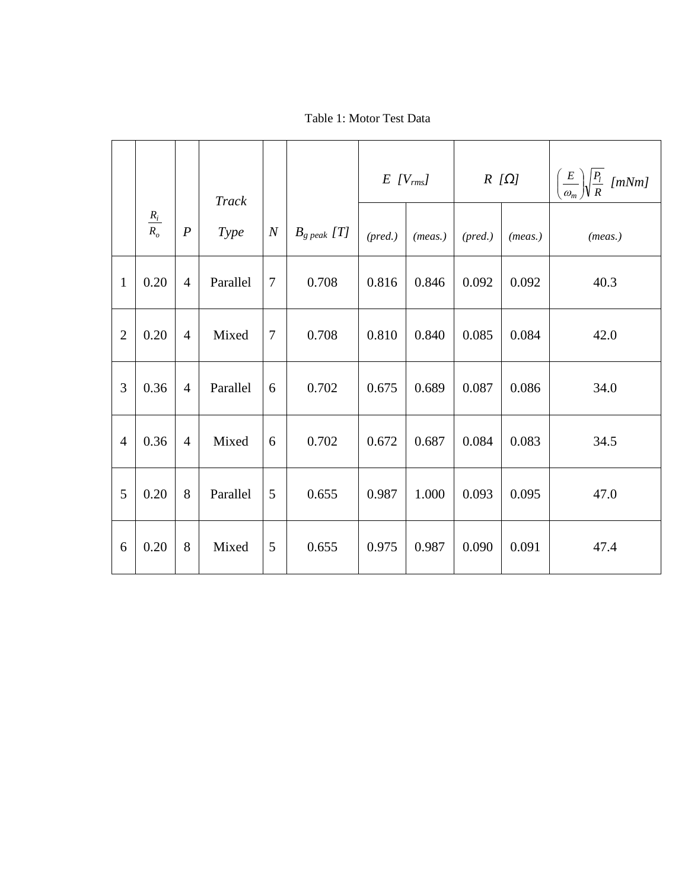Table 1: Motor Test Data

| | $\frac{R_i}{R_o}$ | $P$ | *Track Type* | $N$ | $B_{g\,peak}$ *[T]* | $E$ *[$V_{rms}$]* | | $R$ *[Ω]* | | $\left(\frac{E}{\omega_m}\right)\sqrt{\frac{P_l}{R}}$ *[mNm]* |
|---|---|---|---|---|---|---|---|---|---|---|
| | | | | | | *(pred.)* | *(meas.)* | *(pred.)* | *(meas.)* | *(meas.)* |
| 1 | 0.20 | 4 | Parallel | 7 | 0.708 | 0.816 | 0.846 | 0.092 | 0.092 | 40.3 |
| 2 | 0.20 | 4 | Mixed | 7 | 0.708 | 0.810 | 0.840 | 0.085 | 0.084 | 42.0 |
| 3 | 0.36 | 4 | Parallel | 6 | 0.702 | 0.675 | 0.689 | 0.087 | 0.086 | 34.0 |
| 4 | 0.36 | 4 | Mixed | 6 | 0.702 | 0.672 | 0.687 | 0.084 | 0.083 | 34.5 |
| 5 | 0.20 | 8 | Parallel | 5 | 0.655 | 0.987 | 1.000 | 0.093 | 0.095 | 47.0 |
| 6 | 0.20 | 8 | Mixed | 5 | 0.655 | 0.975 | 0.987 | 0.090 | 0.091 | 47.4 |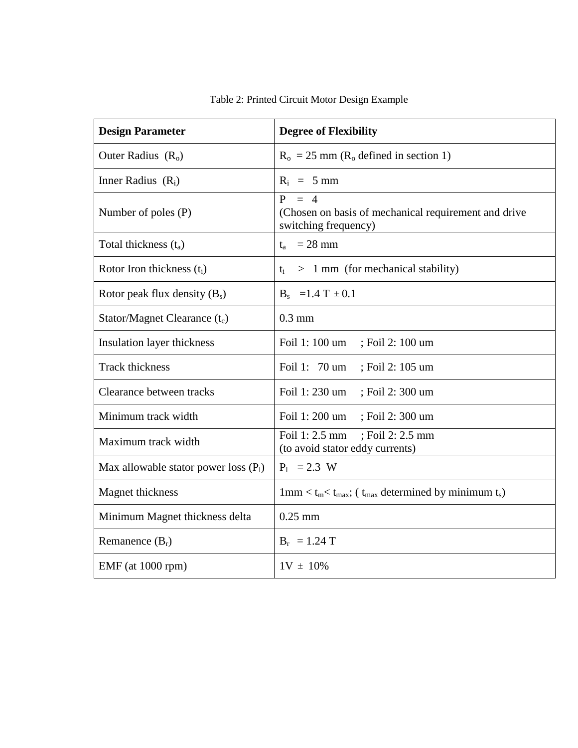Table 2: Printed Circuit Motor Design Example

| **Design Parameter** | **Degree of Flexibility** |
|---|---|
| Outer Radius ($R_o$) | $R_o$ = 25 mm ($R_o$ defined in section 1) |
| Inner Radius ($R_i$) | $R_i$ = 5 mm |
| Number of poles (P) | P = 4 (Chosen on basis of mechanical requirement and drive switching frequency) |
| Total thickness ($t_a$) | $t_a$ = 28 mm |
| Rotor Iron thickness ($t_i$) | $t_i$ > 1 mm (for mechanical stability) |
| Rotor peak flux density ($B_s$) | $B_s$ =1.4 T ± 0.1 |
| Stator/Magnet Clearance ($t_c$) | 0.3 mm |
| Insulation layer thickness | Foil 1: 100 um ; Foil 2: 100 um |
| Track thickness | Foil 1: 70 um ; Foil 2: 105 um |
| Clearance between tracks | Foil 1: 230 um ; Foil 2: 300 um |
| Minimum track width | Foil 1: 200 um ; Foil 2: 300 um |
| Maximum track width | Foil 1: 2.5 mm ; Foil 2: 2.5 mm (to avoid stator eddy currents) |
| Max allowable stator power loss ($P_l$) | $P_l$ = 2.3 W |
| Magnet thickness | 1mm < $t_m$< $t_{max}$; ( $t_{max}$ determined by minimum $t_s$) |
| Minimum Magnet thickness delta | 0.25 mm |
| Remanence ($B_r$) | $B_r$ = 1.24 T |
| EMF (at 1000 rpm) | 1V ± 10% |